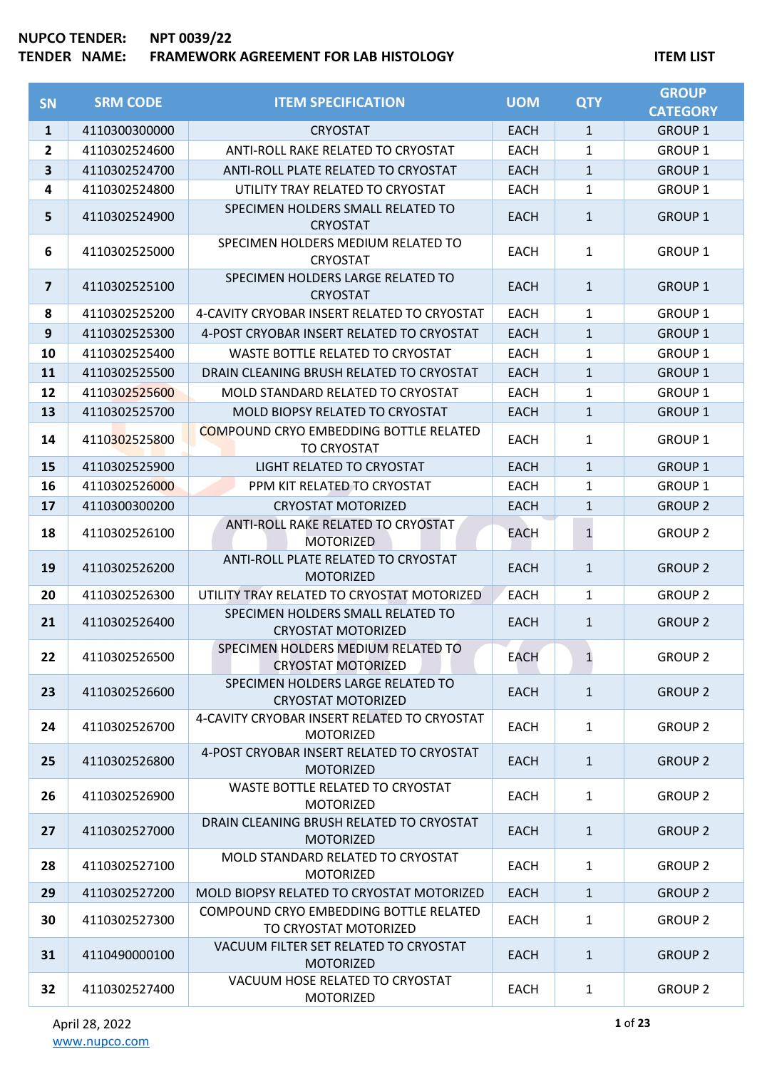**NUPCO TENDER:** NPT 0039/22

**TENDER NAME:** FRAMEWORK AGREEMENT FOR LAB HISTOLOGY

**ITEM LIST**

| SN | SRM CODE | ITEM SPECIFICATION | UOM | QTY | GROUP CATEGORY |
|---|---|---|---|---|---|
| 1 | 4110300300000 | CRYOSTAT | EACH | 1 | GROUP 1 |
| 2 | 4110302524600 | ANTI-ROLL RAKE RELATED TO CRYOSTAT | EACH | 1 | GROUP 1 |
| 3 | 4110302524700 | ANTI-ROLL PLATE RELATED TO CRYOSTAT | EACH | 1 | GROUP 1 |
| 4 | 4110302524800 | UTILITY TRAY RELATED TO CRYOSTAT | EACH | 1 | GROUP 1 |
| 5 | 4110302524900 | SPECIMEN HOLDERS SMALL RELATED TO CRYOSTAT | EACH | 1 | GROUP 1 |
| 6 | 4110302525000 | SPECIMEN HOLDERS MEDIUM RELATED TO CRYOSTAT | EACH | 1 | GROUP 1 |
| 7 | 4110302525100 | SPECIMEN HOLDERS LARGE RELATED TO CRYOSTAT | EACH | 1 | GROUP 1 |
| 8 | 4110302525200 | 4-CAVITY CRYOBAR INSERT RELATED TO CRYOSTAT | EACH | 1 | GROUP 1 |
| 9 | 4110302525300 | 4-POST CRYOBAR INSERT RELATED TO CRYOSTAT | EACH | 1 | GROUP 1 |
| 10 | 4110302525400 | WASTE BOTTLE RELATED TO CRYOSTAT | EACH | 1 | GROUP 1 |
| 11 | 4110302525500 | DRAIN CLEANING BRUSH RELATED TO CRYOSTAT | EACH | 1 | GROUP 1 |
| 12 | 4110302525600 | MOLD STANDARD RELATED TO CRYOSTAT | EACH | 1 | GROUP 1 |
| 13 | 4110302525700 | MOLD BIOPSY RELATED TO CRYOSTAT | EACH | 1 | GROUP 1 |
| 14 | 4110302525800 | COMPOUND CRYO EMBEDDING BOTTLE RELATED TO CRYOSTAT | EACH | 1 | GROUP 1 |
| 15 | 4110302525900 | LIGHT RELATED TO CRYOSTAT | EACH | 1 | GROUP 1 |
| 16 | 4110302526000 | PPM KIT RELATED TO CRYOSTAT | EACH | 1 | GROUP 1 |
| 17 | 4110300300200 | CRYOSTAT MOTORIZED | EACH | 1 | GROUP 2 |
| 18 | 4110302526100 | ANTI-ROLL RAKE RELATED TO CRYOSTAT MOTORIZED | EACH | 1 | GROUP 2 |
| 19 | 4110302526200 | ANTI-ROLL PLATE RELATED TO CRYOSTAT MOTORIZED | EACH | 1 | GROUP 2 |
| 20 | 4110302526300 | UTILITY TRAY RELATED TO CRYOSTAT MOTORIZED | EACH | 1 | GROUP 2 |
| 21 | 4110302526400 | SPECIMEN HOLDERS SMALL RELATED TO CRYOSTAT MOTORIZED | EACH | 1 | GROUP 2 |
| 22 | 4110302526500 | SPECIMEN HOLDERS MEDIUM RELATED TO CRYOSTAT MOTORIZED | EACH | 1 | GROUP 2 |
| 23 | 4110302526600 | SPECIMEN HOLDERS LARGE RELATED TO CRYOSTAT MOTORIZED | EACH | 1 | GROUP 2 |
| 24 | 4110302526700 | 4-CAVITY CRYOBAR INSERT RELATED TO CRYOSTAT MOTORIZED | EACH | 1 | GROUP 2 |
| 25 | 4110302526800 | 4-POST CRYOBAR INSERT RELATED TO CRYOSTAT MOTORIZED | EACH | 1 | GROUP 2 |
| 26 | 4110302526900 | WASTE BOTTLE RELATED TO CRYOSTAT MOTORIZED | EACH | 1 | GROUP 2 |
| 27 | 4110302527000 | DRAIN CLEANING BRUSH RELATED TO CRYOSTAT MOTORIZED | EACH | 1 | GROUP 2 |
| 28 | 4110302527100 | MOLD STANDARD RELATED TO CRYOSTAT MOTORIZED | EACH | 1 | GROUP 2 |
| 29 | 4110302527200 | MOLD BIOPSY RELATED TO CRYOSTAT MOTORIZED | EACH | 1 | GROUP 2 |
| 30 | 4110302527300 | COMPOUND CRYO EMBEDDING BOTTLE RELATED TO CRYOSTAT MOTORIZED | EACH | 1 | GROUP 2 |
| 31 | 4110490000100 | VACUUM FILTER SET RELATED TO CRYOSTAT MOTORIZED | EACH | 1 | GROUP 2 |
| 32 | 4110302527400 | VACUUM HOSE RELATED TO CRYOSTAT MOTORIZED | EACH | 1 | GROUP 2 |

April 28, 2022

www.nupco.com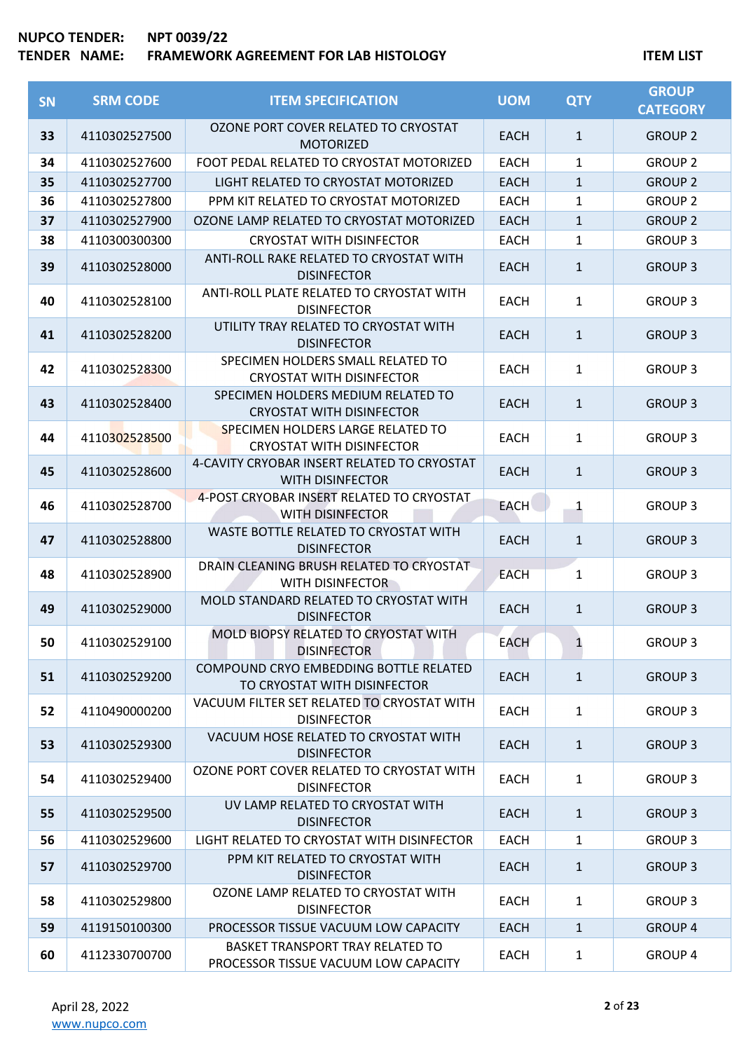| SN | SRM CODE | ITEM SPECIFICATION | UOM | QTY | GROUP CATEGORY |
|---|---|---|---|---|---|
| 33 | 4110302527500 | OZONE PORT COVER RELATED TO CRYOSTAT MOTORIZED | EACH | 1 | GROUP 2 |
| 34 | 4110302527600 | FOOT PEDAL RELATED TO CRYOSTAT MOTORIZED | EACH | 1 | GROUP 2 |
| 35 | 4110302527700 | LIGHT RELATED TO CRYOSTAT MOTORIZED | EACH | 1 | GROUP 2 |
| 36 | 4110302527800 | PPM KIT RELATED TO CRYOSTAT MOTORIZED | EACH | 1 | GROUP 2 |
| 37 | 4110302527900 | OZONE LAMP RELATED TO CRYOSTAT MOTORIZED | EACH | 1 | GROUP 2 |
| 38 | 4110300300300 | CRYOSTAT WITH DISINFECTOR | EACH | 1 | GROUP 3 |
| 39 | 4110302528000 | ANTI-ROLL RAKE RELATED TO CRYOSTAT WITH DISINFECTOR | EACH | 1 | GROUP 3 |
| 40 | 4110302528100 | ANTI-ROLL PLATE RELATED TO CRYOSTAT WITH DISINFECTOR | EACH | 1 | GROUP 3 |
| 41 | 4110302528200 | UTILITY TRAY RELATED TO CRYOSTAT WITH DISINFECTOR | EACH | 1 | GROUP 3 |
| 42 | 4110302528300 | SPECIMEN HOLDERS SMALL RELATED TO CRYOSTAT WITH DISINFECTOR | EACH | 1 | GROUP 3 |
| 43 | 4110302528400 | SPECIMEN HOLDERS MEDIUM RELATED TO CRYOSTAT WITH DISINFECTOR | EACH | 1 | GROUP 3 |
| 44 | 4110302528500 | SPECIMEN HOLDERS LARGE RELATED TO CRYOSTAT WITH DISINFECTOR | EACH | 1 | GROUP 3 |
| 45 | 4110302528600 | 4-CAVITY CRYOBAR INSERT RELATED TO CRYOSTAT WITH DISINFECTOR | EACH | 1 | GROUP 3 |
| 46 | 4110302528700 | 4-POST CRYOBAR INSERT RELATED TO CRYOSTAT WITH DISINFECTOR | EACH | 1 | GROUP 3 |
| 47 | 4110302528800 | WASTE BOTTLE RELATED TO CRYOSTAT WITH DISINFECTOR | EACH | 1 | GROUP 3 |
| 48 | 4110302528900 | DRAIN CLEANING BRUSH RELATED TO CRYOSTAT WITH DISINFECTOR | EACH | 1 | GROUP 3 |
| 49 | 4110302529000 | MOLD STANDARD RELATED TO CRYOSTAT WITH DISINFECTOR | EACH | 1 | GROUP 3 |
| 50 | 4110302529100 | MOLD BIOPSY RELATED TO CRYOSTAT WITH DISINFECTOR | EACH | 1 | GROUP 3 |
| 51 | 4110302529200 | COMPOUND CRYO EMBEDDING BOTTLE RELATED TO CRYOSTAT WITH DISINFECTOR | EACH | 1 | GROUP 3 |
| 52 | 4110490000200 | VACUUM FILTER SET RELATED TO CRYOSTAT WITH DISINFECTOR | EACH | 1 | GROUP 3 |
| 53 | 4110302529300 | VACUUM HOSE RELATED TO CRYOSTAT WITH DISINFECTOR | EACH | 1 | GROUP 3 |
| 54 | 4110302529400 | OZONE PORT COVER RELATED TO CRYOSTAT WITH DISINFECTOR | EACH | 1 | GROUP 3 |
| 55 | 4110302529500 | UV LAMP RELATED TO CRYOSTAT WITH DISINFECTOR | EACH | 1 | GROUP 3 |
| 56 | 4110302529600 | LIGHT RELATED TO CRYOSTAT WITH DISINFECTOR | EACH | 1 | GROUP 3 |
| 57 | 4110302529700 | PPM KIT RELATED TO CRYOSTAT WITH DISINFECTOR | EACH | 1 | GROUP 3 |
| 58 | 4110302529800 | OZONE LAMP RELATED TO CRYOSTAT WITH DISINFECTOR | EACH | 1 | GROUP 3 |
| 59 | 4119150100300 | PROCESSOR TISSUE VACUUM LOW CAPACITY | EACH | 1 | GROUP 4 |
| 60 | 4112330700700 | BASKET TRANSPORT TRAY RELATED TO PROCESSOR TISSUE VACUUM LOW CAPACITY | EACH | 1 | GROUP 4 |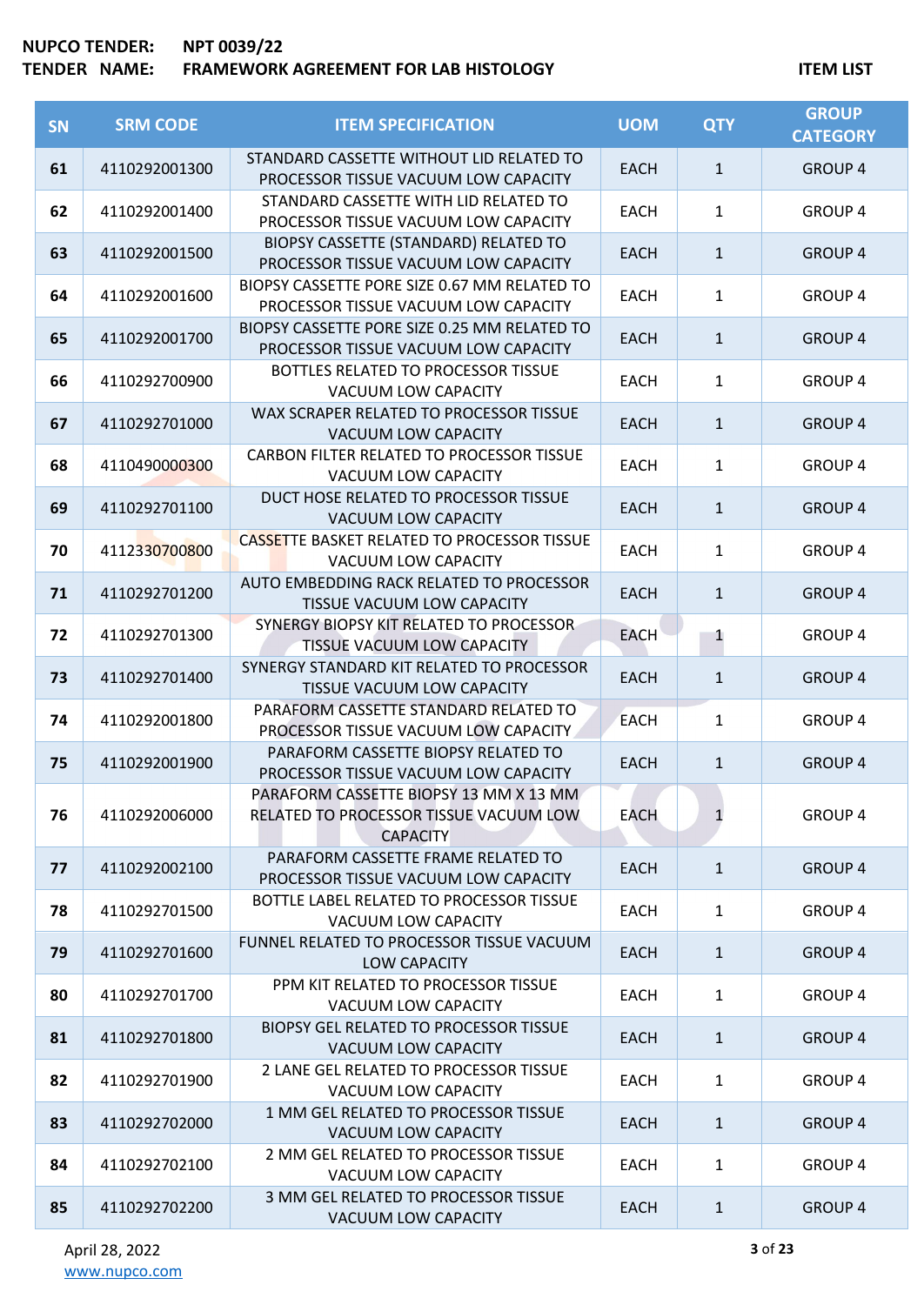**NUPCO TENDER:** NPT 0039/22
**TENDER NAME:** FRAMEWORK AGREEMENT FOR LAB HISTOLOGY

**ITEM LIST**

| SN | SRM CODE | ITEM SPECIFICATION | UOM | QTY | GROUP CATEGORY |
|---|---|---|---|---|---|
| 61 | 4110292001300 | STANDARD CASSETTE WITHOUT LID RELATED TO PROCESSOR TISSUE VACUUM LOW CAPACITY | EACH | 1 | GROUP 4 |
| 62 | 4110292001400 | STANDARD CASSETTE WITH LID RELATED TO PROCESSOR TISSUE VACUUM LOW CAPACITY | EACH | 1 | GROUP 4 |
| 63 | 4110292001500 | BIOPSY CASSETTE (STANDARD) RELATED TO PROCESSOR TISSUE VACUUM LOW CAPACITY | EACH | 1 | GROUP 4 |
| 64 | 4110292001600 | BIOPSY CASSETTE PORE SIZE 0.67 MM RELATED TO PROCESSOR TISSUE VACUUM LOW CAPACITY | EACH | 1 | GROUP 4 |
| 65 | 4110292001700 | BIOPSY CASSETTE PORE SIZE 0.25 MM RELATED TO PROCESSOR TISSUE VACUUM LOW CAPACITY | EACH | 1 | GROUP 4 |
| 66 | 4110292700900 | BOTTLES RELATED TO PROCESSOR TISSUE VACUUM LOW CAPACITY | EACH | 1 | GROUP 4 |
| 67 | 4110292701000 | WAX SCRAPER RELATED TO PROCESSOR TISSUE VACUUM LOW CAPACITY | EACH | 1 | GROUP 4 |
| 68 | 4110490000300 | CARBON FILTER RELATED TO PROCESSOR TISSUE VACUUM LOW CAPACITY | EACH | 1 | GROUP 4 |
| 69 | 4110292701100 | DUCT HOSE RELATED TO PROCESSOR TISSUE VACUUM LOW CAPACITY | EACH | 1 | GROUP 4 |
| 70 | 4112330700800 | CASSETTE BASKET RELATED TO PROCESSOR TISSUE VACUUM LOW CAPACITY | EACH | 1 | GROUP 4 |
| 71 | 4110292701200 | AUTO EMBEDDING RACK RELATED TO PROCESSOR TISSUE VACUUM LOW CAPACITY | EACH | 1 | GROUP 4 |
| 72 | 4110292701300 | SYNERGY BIOPSY KIT RELATED TO PROCESSOR TISSUE VACUUM LOW CAPACITY | EACH | 1 | GROUP 4 |
| 73 | 4110292701400 | SYNERGY STANDARD KIT RELATED TO PROCESSOR TISSUE VACUUM LOW CAPACITY | EACH | 1 | GROUP 4 |
| 74 | 4110292001800 | PARAFORM CASSETTE STANDARD RELATED TO PROCESSOR TISSUE VACUUM LOW CAPACITY | EACH | 1 | GROUP 4 |
| 75 | 4110292001900 | PARAFORM CASSETTE BIOPSY RELATED TO PROCESSOR TISSUE VACUUM LOW CAPACITY | EACH | 1 | GROUP 4 |
| 76 | 4110292006000 | PARAFORM CASSETTE BIOPSY 13 MM X 13 MM RELATED TO PROCESSOR TISSUE VACUUM LOW CAPACITY | EACH | 1 | GROUP 4 |
| 77 | 4110292002100 | PARAFORM CASSETTE FRAME RELATED TO PROCESSOR TISSUE VACUUM LOW CAPACITY | EACH | 1 | GROUP 4 |
| 78 | 4110292701500 | BOTTLE LABEL RELATED TO PROCESSOR TISSUE VACUUM LOW CAPACITY | EACH | 1 | GROUP 4 |
| 79 | 4110292701600 | FUNNEL RELATED TO PROCESSOR TISSUE VACUUM LOW CAPACITY | EACH | 1 | GROUP 4 |
| 80 | 4110292701700 | PPM KIT RELATED TO PROCESSOR TISSUE VACUUM LOW CAPACITY | EACH | 1 | GROUP 4 |
| 81 | 4110292701800 | BIOPSY GEL RELATED TO PROCESSOR TISSUE VACUUM LOW CAPACITY | EACH | 1 | GROUP 4 |
| 82 | 4110292701900 | 2 LANE GEL RELATED TO PROCESSOR TISSUE VACUUM LOW CAPACITY | EACH | 1 | GROUP 4 |
| 83 | 4110292702000 | 1 MM GEL RELATED TO PROCESSOR TISSUE VACUUM LOW CAPACITY | EACH | 1 | GROUP 4 |
| 84 | 4110292702100 | 2 MM GEL RELATED TO PROCESSOR TISSUE VACUUM LOW CAPACITY | EACH | 1 | GROUP 4 |
| 85 | 4110292702200 | 3 MM GEL RELATED TO PROCESSOR TISSUE VACUUM LOW CAPACITY | EACH | 1 | GROUP 4 |

April 28, 2022
www.nupco.com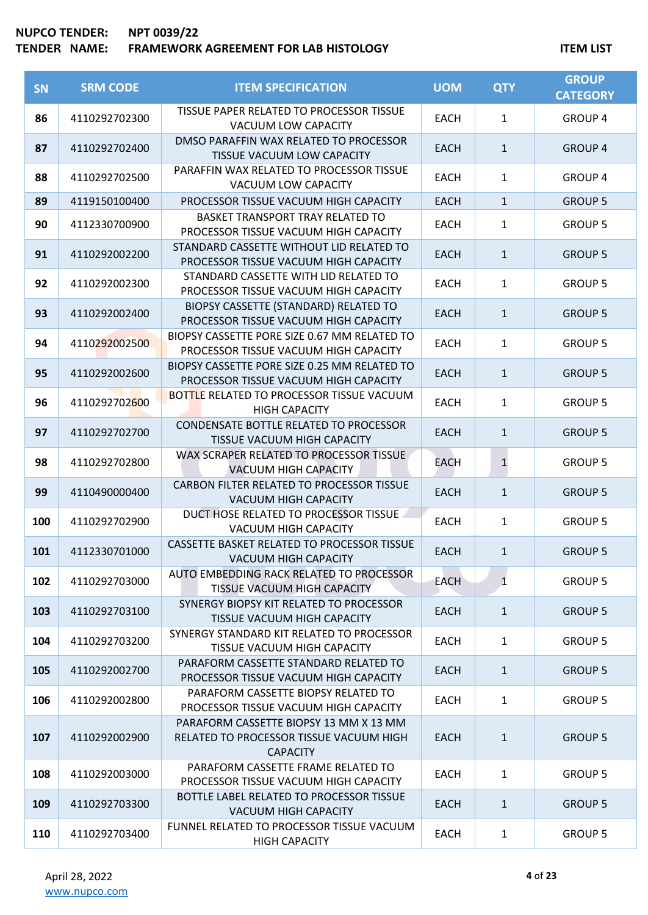NUPCO TENDER: NPT 0039/22
TENDER NAME: FRAMEWORK AGREEMENT FOR LAB HISTOLOGY

ITEM LIST

| SN | SRM CODE | ITEM SPECIFICATION | UOM | QTY | GROUP CATEGORY |
|---|---|---|---|---|---|
| 86 | 4110292702300 | TISSUE PAPER RELATED TO PROCESSOR TISSUE VACUUM LOW CAPACITY | EACH | 1 | GROUP 4 |
| 87 | 4110292702400 | DMSO PARAFFIN WAX RELATED TO PROCESSOR TISSUE VACUUM LOW CAPACITY | EACH | 1 | GROUP 4 |
| 88 | 4110292702500 | PARAFFIN WAX RELATED TO PROCESSOR TISSUE VACUUM LOW CAPACITY | EACH | 1 | GROUP 4 |
| 89 | 4119150100400 | PROCESSOR TISSUE VACUUM HIGH CAPACITY | EACH | 1 | GROUP 5 |
| 90 | 4112330700900 | BASKET TRANSPORT TRAY RELATED TO PROCESSOR TISSUE VACUUM HIGH CAPACITY | EACH | 1 | GROUP 5 |
| 91 | 4110292002200 | STANDARD CASSETTE WITHOUT LID RELATED TO PROCESSOR TISSUE VACUUM HIGH CAPACITY | EACH | 1 | GROUP 5 |
| 92 | 4110292002300 | STANDARD CASSETTE WITH LID RELATED TO PROCESSOR TISSUE VACUUM HIGH CAPACITY | EACH | 1 | GROUP 5 |
| 93 | 4110292002400 | BIOPSY CASSETTE (STANDARD) RELATED TO PROCESSOR TISSUE VACUUM HIGH CAPACITY | EACH | 1 | GROUP 5 |
| 94 | 4110292002500 | BIOPSY CASSETTE PORE SIZE 0.67 MM RELATED TO PROCESSOR TISSUE VACUUM HIGH CAPACITY | EACH | 1 | GROUP 5 |
| 95 | 4110292002600 | BIOPSY CASSETTE PORE SIZE 0.25 MM RELATED TO PROCESSOR TISSUE VACUUM HIGH CAPACITY | EACH | 1 | GROUP 5 |
| 96 | 4110292702600 | BOTTLE RELATED TO PROCESSOR TISSUE VACUUM HIGH CAPACITY | EACH | 1 | GROUP 5 |
| 97 | 4110292702700 | CONDENSATE BOTTLE RELATED TO PROCESSOR TISSUE VACUUM HIGH CAPACITY | EACH | 1 | GROUP 5 |
| 98 | 4110292702800 | WAX SCRAPER RELATED TO PROCESSOR TISSUE VACUUM HIGH CAPACITY | EACH | 1 | GROUP 5 |
| 99 | 4110490000400 | CARBON FILTER RELATED TO PROCESSOR TISSUE VACUUM HIGH CAPACITY | EACH | 1 | GROUP 5 |
| 100 | 4110292702900 | DUCT HOSE RELATED TO PROCESSOR TISSUE VACUUM HIGH CAPACITY | EACH | 1 | GROUP 5 |
| 101 | 4112330701000 | CASSETTE BASKET RELATED TO PROCESSOR TISSUE VACUUM HIGH CAPACITY | EACH | 1 | GROUP 5 |
| 102 | 4110292703000 | AUTO EMBEDDING RACK RELATED TO PROCESSOR TISSUE VACUUM HIGH CAPACITY | EACH | 1 | GROUP 5 |
| 103 | 4110292703100 | SYNERGY BIOPSY KIT RELATED TO PROCESSOR TISSUE VACUUM HIGH CAPACITY | EACH | 1 | GROUP 5 |
| 104 | 4110292703200 | SYNERGY STANDARD KIT RELATED TO PROCESSOR TISSUE VACUUM HIGH CAPACITY | EACH | 1 | GROUP 5 |
| 105 | 4110292002700 | PARAFORM CASSETTE STANDARD RELATED TO PROCESSOR TISSUE VACUUM HIGH CAPACITY | EACH | 1 | GROUP 5 |
| 106 | 4110292002800 | PARAFORM CASSETTE BIOPSY RELATED TO PROCESSOR TISSUE VACUUM HIGH CAPACITY | EACH | 1 | GROUP 5 |
| 107 | 4110292002900 | PARAFORM CASSETTE BIOPSY 13 MM X 13 MM RELATED TO PROCESSOR TISSUE VACUUM HIGH CAPACITY | EACH | 1 | GROUP 5 |
| 108 | 4110292003000 | PARAFORM CASSETTE FRAME RELATED TO PROCESSOR TISSUE VACUUM HIGH CAPACITY | EACH | 1 | GROUP 5 |
| 109 | 4110292703300 | BOTTLE LABEL RELATED TO PROCESSOR TISSUE VACUUM HIGH CAPACITY | EACH | 1 | GROUP 5 |
| 110 | 4110292703400 | FUNNEL RELATED TO PROCESSOR TISSUE VACUUM HIGH CAPACITY | EACH | 1 | GROUP 5 |

April 28, 2022
www.nupco.com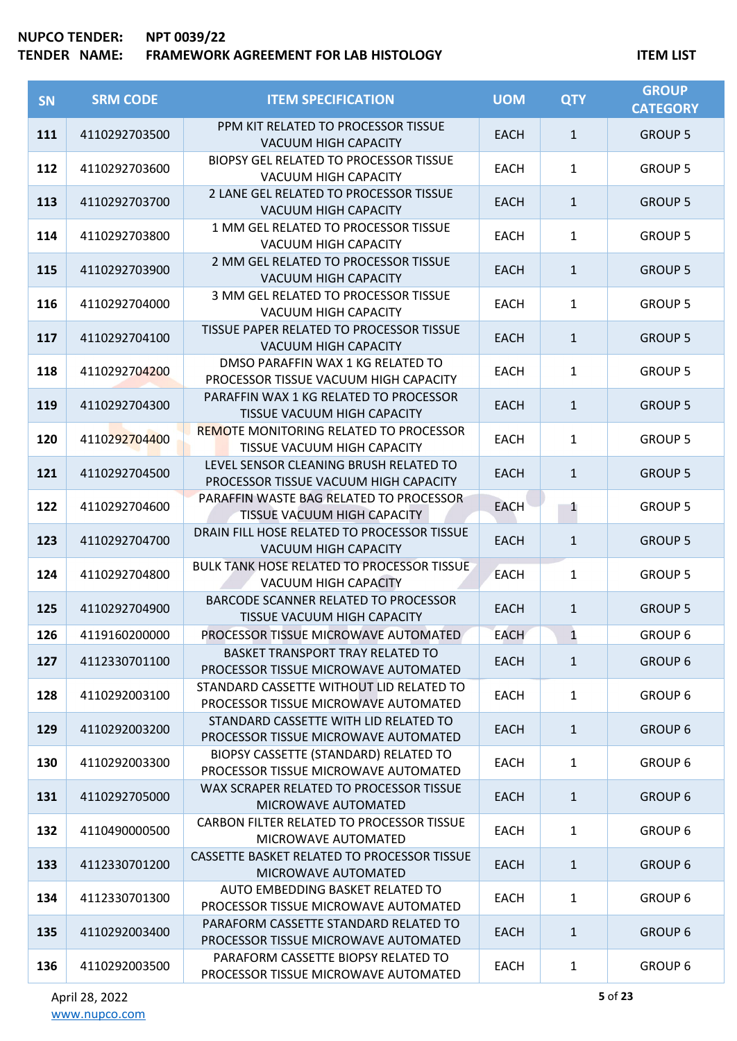**NUPCO TENDER:** NPT 0039/22
**TENDER NAME:** FRAMEWORK AGREEMENT FOR LAB HISTOLOGY

**ITEM LIST**

| SN | SRM CODE | ITEM SPECIFICATION | UOM | QTY | GROUP CATEGORY |
|---|---|---|---|---|---|
| 111 | 4110292703500 | PPM KIT RELATED TO PROCESSOR TISSUE VACUUM HIGH CAPACITY | EACH | 1 | GROUP 5 |
| 112 | 4110292703600 | BIOPSY GEL RELATED TO PROCESSOR TISSUE VACUUM HIGH CAPACITY | EACH | 1 | GROUP 5 |
| 113 | 4110292703700 | 2 LANE GEL RELATED TO PROCESSOR TISSUE VACUUM HIGH CAPACITY | EACH | 1 | GROUP 5 |
| 114 | 4110292703800 | 1 MM GEL RELATED TO PROCESSOR TISSUE VACUUM HIGH CAPACITY | EACH | 1 | GROUP 5 |
| 115 | 4110292703900 | 2 MM GEL RELATED TO PROCESSOR TISSUE VACUUM HIGH CAPACITY | EACH | 1 | GROUP 5 |
| 116 | 4110292704000 | 3 MM GEL RELATED TO PROCESSOR TISSUE VACUUM HIGH CAPACITY | EACH | 1 | GROUP 5 |
| 117 | 4110292704100 | TISSUE PAPER RELATED TO PROCESSOR TISSUE VACUUM HIGH CAPACITY | EACH | 1 | GROUP 5 |
| 118 | 4110292704200 | DMSO PARAFFIN WAX 1 KG RELATED TO PROCESSOR TISSUE VACUUM HIGH CAPACITY | EACH | 1 | GROUP 5 |
| 119 | 4110292704300 | PARAFFIN WAX 1 KG RELATED TO PROCESSOR TISSUE VACUUM HIGH CAPACITY | EACH | 1 | GROUP 5 |
| 120 | 4110292704400 | REMOTE MONITORING RELATED TO PROCESSOR TISSUE VACUUM HIGH CAPACITY | EACH | 1 | GROUP 5 |
| 121 | 4110292704500 | LEVEL SENSOR CLEANING BRUSH RELATED TO PROCESSOR TISSUE VACUUM HIGH CAPACITY | EACH | 1 | GROUP 5 |
| 122 | 4110292704600 | PARAFFIN WASTE BAG RELATED TO PROCESSOR TISSUE VACUUM HIGH CAPACITY | EACH | 1 | GROUP 5 |
| 123 | 4110292704700 | DRAIN FILL HOSE RELATED TO PROCESSOR TISSUE VACUUM HIGH CAPACITY | EACH | 1 | GROUP 5 |
| 124 | 4110292704800 | BULK TANK HOSE RELATED TO PROCESSOR TISSUE VACUUM HIGH CAPACITY | EACH | 1 | GROUP 5 |
| 125 | 4110292704900 | BARCODE SCANNER RELATED TO PROCESSOR TISSUE VACUUM HIGH CAPACITY | EACH | 1 | GROUP 5 |
| 126 | 4119160200000 | PROCESSOR TISSUE MICROWAVE AUTOMATED | EACH | 1 | GROUP 6 |
| 127 | 4112330701100 | BASKET TRANSPORT TRAY RELATED TO PROCESSOR TISSUE MICROWAVE AUTOMATED | EACH | 1 | GROUP 6 |
| 128 | 4110292003100 | STANDARD CASSETTE WITHOUT LID RELATED TO PROCESSOR TISSUE MICROWAVE AUTOMATED | EACH | 1 | GROUP 6 |
| 129 | 4110292003200 | STANDARD CASSETTE WITH LID RELATED TO PROCESSOR TISSUE MICROWAVE AUTOMATED | EACH | 1 | GROUP 6 |
| 130 | 4110292003300 | BIOPSY CASSETTE (STANDARD) RELATED TO PROCESSOR TISSUE MICROWAVE AUTOMATED | EACH | 1 | GROUP 6 |
| 131 | 4110292705000 | WAX SCRAPER RELATED TO PROCESSOR TISSUE MICROWAVE AUTOMATED | EACH | 1 | GROUP 6 |
| 132 | 4110490000500 | CARBON FILTER RELATED TO PROCESSOR TISSUE MICROWAVE AUTOMATED | EACH | 1 | GROUP 6 |
| 133 | 4112330701200 | CASSETTE BASKET RELATED TO PROCESSOR TISSUE MICROWAVE AUTOMATED | EACH | 1 | GROUP 6 |
| 134 | 4112330701300 | AUTO EMBEDDING BASKET RELATED TO PROCESSOR TISSUE MICROWAVE AUTOMATED | EACH | 1 | GROUP 6 |
| 135 | 4110292003400 | PARAFORM CASSETTE STANDARD RELATED TO PROCESSOR TISSUE MICROWAVE AUTOMATED | EACH | 1 | GROUP 6 |
| 136 | 4110292003500 | PARAFORM CASSETTE BIOPSY RELATED TO PROCESSOR TISSUE MICROWAVE AUTOMATED | EACH | 1 | GROUP 6 |

April 28, 2022
www.nupco.com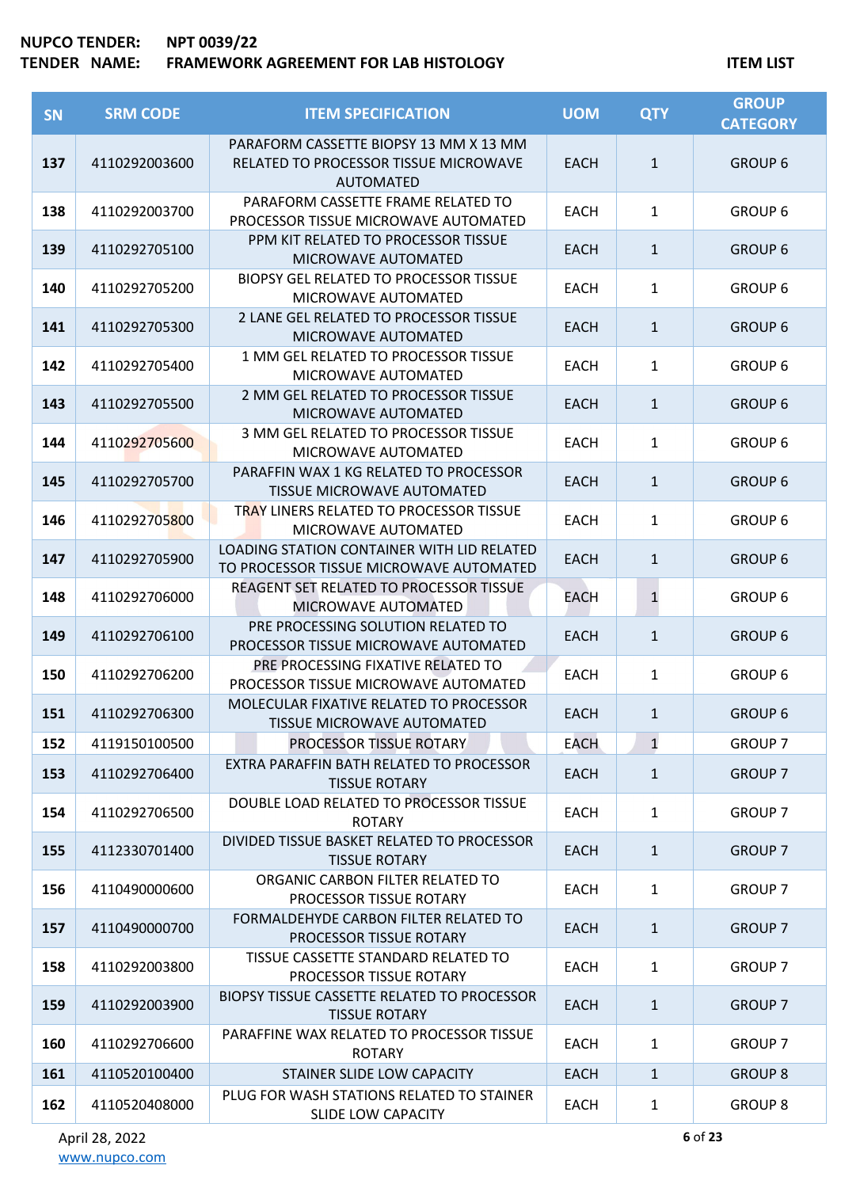**NUPCO TENDER:** NPT 0039/22
**TENDER NAME:** FRAMEWORK AGREEMENT FOR LAB HISTOLOGY

**ITEM LIST**

| SN | SRM CODE | ITEM SPECIFICATION | UOM | QTY | GROUP CATEGORY |
|---|---|---|---|---|---|
| 137 | 4110292003600 | PARAFORM CASSETTE BIOPSY 13 MM X 13 MM RELATED TO PROCESSOR TISSUE MICROWAVE AUTOMATED | EACH | 1 | GROUP 6 |
| 138 | 4110292003700 | PARAFORM CASSETTE FRAME RELATED TO PROCESSOR TISSUE MICROWAVE AUTOMATED | EACH | 1 | GROUP 6 |
| 139 | 4110292705100 | PPM KIT RELATED TO PROCESSOR TISSUE MICROWAVE AUTOMATED | EACH | 1 | GROUP 6 |
| 140 | 4110292705200 | BIOPSY GEL RELATED TO PROCESSOR TISSUE MICROWAVE AUTOMATED | EACH | 1 | GROUP 6 |
| 141 | 4110292705300 | 2 LANE GEL RELATED TO PROCESSOR TISSUE MICROWAVE AUTOMATED | EACH | 1 | GROUP 6 |
| 142 | 4110292705400 | 1 MM GEL RELATED TO PROCESSOR TISSUE MICROWAVE AUTOMATED | EACH | 1 | GROUP 6 |
| 143 | 4110292705500 | 2 MM GEL RELATED TO PROCESSOR TISSUE MICROWAVE AUTOMATED | EACH | 1 | GROUP 6 |
| 144 | 4110292705600 | 3 MM GEL RELATED TO PROCESSOR TISSUE MICROWAVE AUTOMATED | EACH | 1 | GROUP 6 |
| 145 | 4110292705700 | PARAFFIN WAX 1 KG RELATED TO PROCESSOR TISSUE MICROWAVE AUTOMATED | EACH | 1 | GROUP 6 |
| 146 | 4110292705800 | TRAY LINERS RELATED TO PROCESSOR TISSUE MICROWAVE AUTOMATED | EACH | 1 | GROUP 6 |
| 147 | 4110292705900 | LOADING STATION CONTAINER WITH LID RELATED TO PROCESSOR TISSUE MICROWAVE AUTOMATED | EACH | 1 | GROUP 6 |
| 148 | 4110292706000 | REAGENT SET RELATED TO PROCESSOR TISSUE MICROWAVE AUTOMATED | EACH | 1 | GROUP 6 |
| 149 | 4110292706100 | PRE PROCESSING SOLUTION RELATED TO PROCESSOR TISSUE MICROWAVE AUTOMATED | EACH | 1 | GROUP 6 |
| 150 | 4110292706200 | PRE PROCESSING FIXATIVE RELATED TO PROCESSOR TISSUE MICROWAVE AUTOMATED | EACH | 1 | GROUP 6 |
| 151 | 4110292706300 | MOLECULAR FIXATIVE RELATED TO PROCESSOR TISSUE MICROWAVE AUTOMATED | EACH | 1 | GROUP 6 |
| 152 | 4119150100500 | PROCESSOR TISSUE ROTARY | EACH | 1 | GROUP 7 |
| 153 | 4110292706400 | EXTRA PARAFFIN BATH RELATED TO PROCESSOR TISSUE ROTARY | EACH | 1 | GROUP 7 |
| 154 | 4110292706500 | DOUBLE LOAD RELATED TO PROCESSOR TISSUE ROTARY | EACH | 1 | GROUP 7 |
| 155 | 4112330701400 | DIVIDED TISSUE BASKET RELATED TO PROCESSOR TISSUE ROTARY | EACH | 1 | GROUP 7 |
| 156 | 4110490000600 | ORGANIC CARBON FILTER RELATED TO PROCESSOR TISSUE ROTARY | EACH | 1 | GROUP 7 |
| 157 | 4110490000700 | FORMALDEHYDE CARBON FILTER RELATED TO PROCESSOR TISSUE ROTARY | EACH | 1 | GROUP 7 |
| 158 | 4110292003800 | TISSUE CASSETTE STANDARD RELATED TO PROCESSOR TISSUE ROTARY | EACH | 1 | GROUP 7 |
| 159 | 4110292003900 | BIOPSY TISSUE CASSETTE RELATED TO PROCESSOR TISSUE ROTARY | EACH | 1 | GROUP 7 |
| 160 | 4110292706600 | PARAFFINE WAX RELATED TO PROCESSOR TISSUE ROTARY | EACH | 1 | GROUP 7 |
| 161 | 4110520100400 | STAINER SLIDE LOW CAPACITY | EACH | 1 | GROUP 8 |
| 162 | 4110520408000 | PLUG FOR WASH STATIONS RELATED TO STAINER SLIDE LOW CAPACITY | EACH | 1 | GROUP 8 |

April 28, 2022
www.nupco.com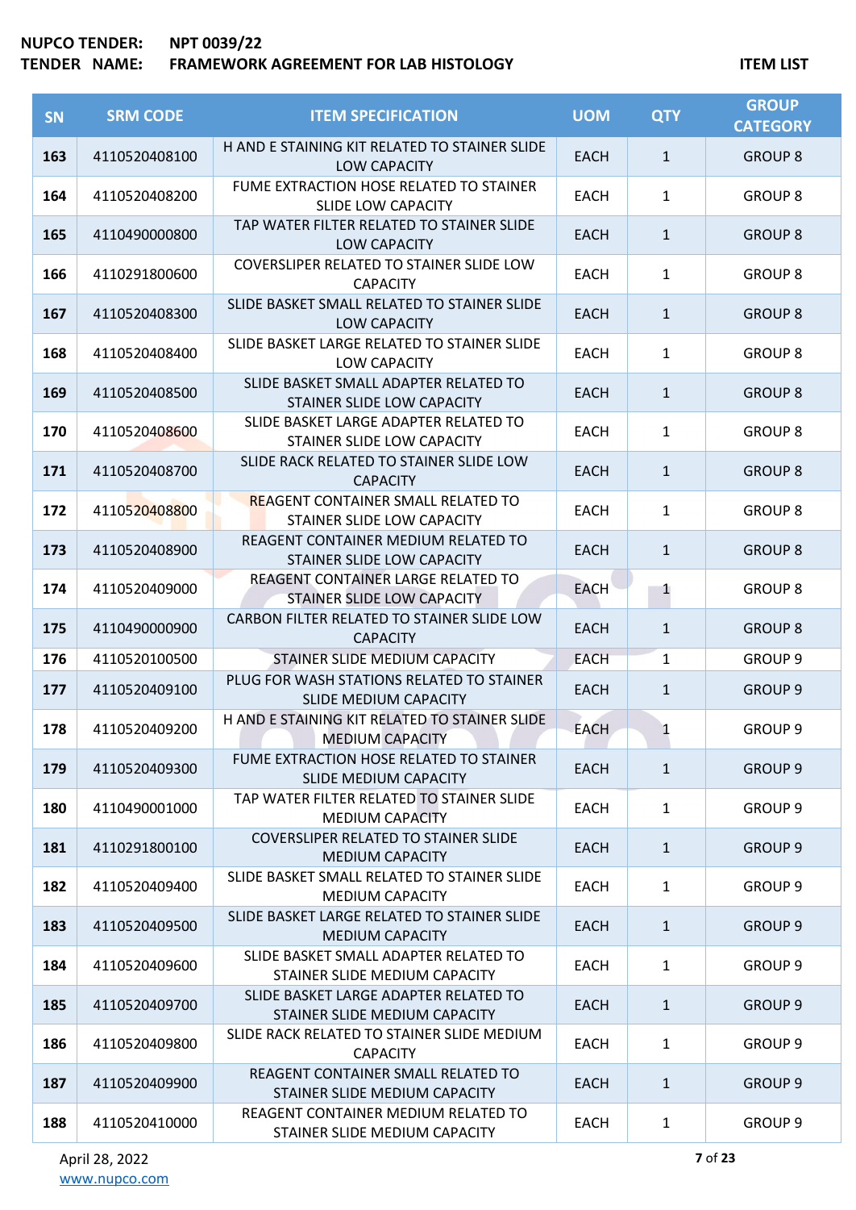| SN | SRM CODE | ITEM SPECIFICATION | UOM | QTY | GROUP CATEGORY |
|---|---|---|---|---|---|
| 163 | 4110520408100 | H AND E STAINING KIT RELATED TO STAINER SLIDE LOW CAPACITY | EACH | 1 | GROUP 8 |
| 164 | 4110520408200 | FUME EXTRACTION HOSE RELATED TO STAINER SLIDE LOW CAPACITY | EACH | 1 | GROUP 8 |
| 165 | 4110490000800 | TAP WATER FILTER RELATED TO STAINER SLIDE LOW CAPACITY | EACH | 1 | GROUP 8 |
| 166 | 4110291800600 | COVERSLIPER RELATED TO STAINER SLIDE LOW CAPACITY | EACH | 1 | GROUP 8 |
| 167 | 4110520408300 | SLIDE BASKET SMALL RELATED TO STAINER SLIDE LOW CAPACITY | EACH | 1 | GROUP 8 |
| 168 | 4110520408400 | SLIDE BASKET LARGE RELATED TO STAINER SLIDE LOW CAPACITY | EACH | 1 | GROUP 8 |
| 169 | 4110520408500 | SLIDE BASKET SMALL ADAPTER RELATED TO STAINER SLIDE LOW CAPACITY | EACH | 1 | GROUP 8 |
| 170 | 4110520408600 | SLIDE BASKET LARGE ADAPTER RELATED TO STAINER SLIDE LOW CAPACITY | EACH | 1 | GROUP 8 |
| 171 | 4110520408700 | SLIDE RACK RELATED TO STAINER SLIDE LOW CAPACITY | EACH | 1 | GROUP 8 |
| 172 | 4110520408800 | REAGENT CONTAINER SMALL RELATED TO STAINER SLIDE LOW CAPACITY | EACH | 1 | GROUP 8 |
| 173 | 4110520408900 | REAGENT CONTAINER MEDIUM RELATED TO STAINER SLIDE LOW CAPACITY | EACH | 1 | GROUP 8 |
| 174 | 4110520409000 | REAGENT CONTAINER LARGE RELATED TO STAINER SLIDE LOW CAPACITY | EACH | 1 | GROUP 8 |
| 175 | 4110490000900 | CARBON FILTER RELATED TO STAINER SLIDE LOW CAPACITY | EACH | 1 | GROUP 8 |
| 176 | 4110520100500 | STAINER SLIDE MEDIUM CAPACITY | EACH | 1 | GROUP 9 |
| 177 | 4110520409100 | PLUG FOR WASH STATIONS RELATED TO STAINER SLIDE MEDIUM CAPACITY | EACH | 1 | GROUP 9 |
| 178 | 4110520409200 | H AND E STAINING KIT RELATED TO STAINER SLIDE MEDIUM CAPACITY | EACH | 1 | GROUP 9 |
| 179 | 4110520409300 | FUME EXTRACTION HOSE RELATED TO STAINER SLIDE MEDIUM CAPACITY | EACH | 1 | GROUP 9 |
| 180 | 4110490001000 | TAP WATER FILTER RELATED TO STAINER SLIDE MEDIUM CAPACITY | EACH | 1 | GROUP 9 |
| 181 | 4110291800100 | COVERSLIPER RELATED TO STAINER SLIDE MEDIUM CAPACITY | EACH | 1 | GROUP 9 |
| 182 | 4110520409400 | SLIDE BASKET SMALL RELATED TO STAINER SLIDE MEDIUM CAPACITY | EACH | 1 | GROUP 9 |
| 183 | 4110520409500 | SLIDE BASKET LARGE RELATED TO STAINER SLIDE MEDIUM CAPACITY | EACH | 1 | GROUP 9 |
| 184 | 4110520409600 | SLIDE BASKET SMALL ADAPTER RELATED TO STAINER SLIDE MEDIUM CAPACITY | EACH | 1 | GROUP 9 |
| 185 | 4110520409700 | SLIDE BASKET LARGE ADAPTER RELATED TO STAINER SLIDE MEDIUM CAPACITY | EACH | 1 | GROUP 9 |
| 186 | 4110520409800 | SLIDE RACK RELATED TO STAINER SLIDE MEDIUM CAPACITY | EACH | 1 | GROUP 9 |
| 187 | 4110520409900 | REAGENT CONTAINER SMALL RELATED TO STAINER SLIDE MEDIUM CAPACITY | EACH | 1 | GROUP 9 |
| 188 | 4110520410000 | REAGENT CONTAINER MEDIUM RELATED TO STAINER SLIDE MEDIUM CAPACITY | EACH | 1 | GROUP 9 |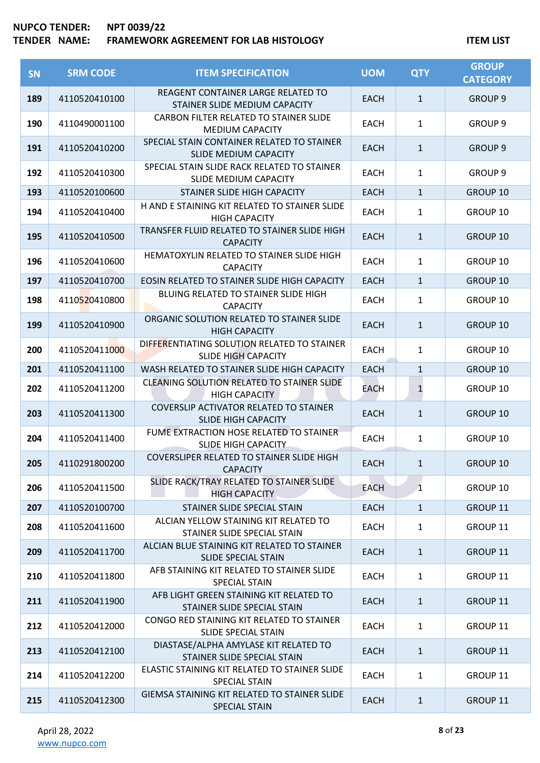NUPCO TENDER: NPT 0039/22
TENDER NAME: FRAMEWORK AGREEMENT FOR LAB HISTOLOGY

ITEM LIST

| SN | SRM CODE | ITEM SPECIFICATION | UOM | QTY | GROUP CATEGORY |
|---|---|---|---|---|---|
| 189 | 4110520410100 | REAGENT CONTAINER LARGE RELATED TO STAINER SLIDE MEDIUM CAPACITY | EACH | 1 | GROUP 9 |
| 190 | 4110490001100 | CARBON FILTER RELATED TO STAINER SLIDE MEDIUM CAPACITY | EACH | 1 | GROUP 9 |
| 191 | 4110520410200 | SPECIAL STAIN CONTAINER RELATED TO STAINER SLIDE MEDIUM CAPACITY | EACH | 1 | GROUP 9 |
| 192 | 4110520410300 | SPECIAL STAIN SLIDE RACK RELATED TO STAINER SLIDE MEDIUM CAPACITY | EACH | 1 | GROUP 9 |
| 193 | 4110520100600 | STAINER SLIDE HIGH CAPACITY | EACH | 1 | GROUP 10 |
| 194 | 4110520410400 | H AND E STAINING KIT RELATED TO STAINER SLIDE HIGH CAPACITY | EACH | 1 | GROUP 10 |
| 195 | 4110520410500 | TRANSFER FLUID RELATED TO STAINER SLIDE HIGH CAPACITY | EACH | 1 | GROUP 10 |
| 196 | 4110520410600 | HEMATOXYLIN RELATED TO STAINER SLIDE HIGH CAPACITY | EACH | 1 | GROUP 10 |
| 197 | 4110520410700 | EOSIN RELATED TO STAINER SLIDE HIGH CAPACITY | EACH | 1 | GROUP 10 |
| 198 | 4110520410800 | BLUING RELATED TO STAINER SLIDE HIGH CAPACITY | EACH | 1 | GROUP 10 |
| 199 | 4110520410900 | ORGANIC SOLUTION RELATED TO STAINER SLIDE HIGH CAPACITY | EACH | 1 | GROUP 10 |
| 200 | 4110520411000 | DIFFERENTIATING SOLUTION RELATED TO STAINER SLIDE HIGH CAPACITY | EACH | 1 | GROUP 10 |
| 201 | 4110520411100 | WASH RELATED TO STAINER SLIDE HIGH CAPACITY | EACH | 1 | GROUP 10 |
| 202 | 4110520411200 | CLEANING SOLUTION RELATED TO STAINER SLIDE HIGH CAPACITY | EACH | 1 | GROUP 10 |
| 203 | 4110520411300 | COVERSLIP ACTIVATOR RELATED TO STAINER SLIDE HIGH CAPACITY | EACH | 1 | GROUP 10 |
| 204 | 4110520411400 | FUME EXTRACTION HOSE RELATED TO STAINER SLIDE HIGH CAPACITY | EACH | 1 | GROUP 10 |
| 205 | 4110291800200 | COVERSLIPER RELATED TO STAINER SLIDE HIGH CAPACITY | EACH | 1 | GROUP 10 |
| 206 | 4110520411500 | SLIDE RACK/TRAY RELATED TO STAINER SLIDE HIGH CAPACITY | EACH | 1 | GROUP 10 |
| 207 | 4110520100700 | STAINER SLIDE SPECIAL STAIN | EACH | 1 | GROUP 11 |
| 208 | 4110520411600 | ALCIAN YELLOW STAINING KIT RELATED TO STAINER SLIDE SPECIAL STAIN | EACH | 1 | GROUP 11 |
| 209 | 4110520411700 | ALCIAN BLUE STAINING KIT RELATED TO STAINER SLIDE SPECIAL STAIN | EACH | 1 | GROUP 11 |
| 210 | 4110520411800 | AFB STAINING KIT RELATED TO STAINER SLIDE SPECIAL STAIN | EACH | 1 | GROUP 11 |
| 211 | 4110520411900 | AFB LIGHT GREEN STAINING KIT RELATED TO STAINER SLIDE SPECIAL STAIN | EACH | 1 | GROUP 11 |
| 212 | 4110520412000 | CONGO RED STAINING KIT RELATED TO STAINER SLIDE SPECIAL STAIN | EACH | 1 | GROUP 11 |
| 213 | 4110520412100 | DIASTASE/ALPHA AMYLASE KIT RELATED TO STAINER SLIDE SPECIAL STAIN | EACH | 1 | GROUP 11 |
| 214 | 4110520412200 | ELASTIC STAINING KIT RELATED TO STAINER SLIDE SPECIAL STAIN | EACH | 1 | GROUP 11 |
| 215 | 4110520412300 | GIEMSA STAINING KIT RELATED TO STAINER SLIDE SPECIAL STAIN | EACH | 1 | GROUP 11 |

April 28, 2022
www.nupco.com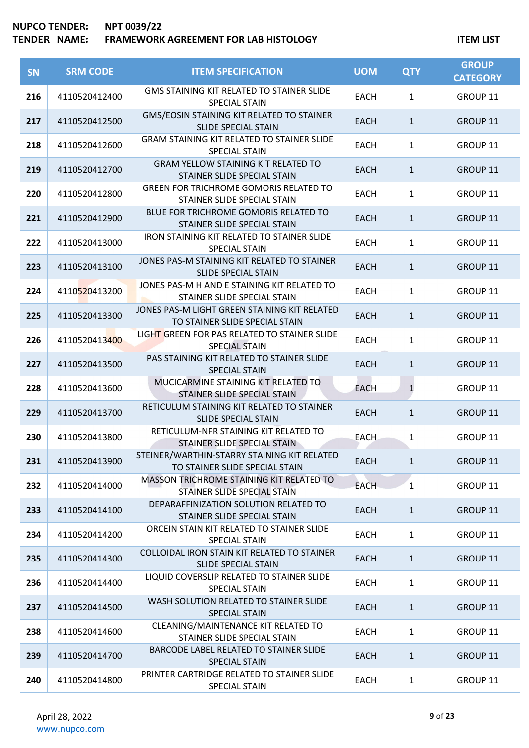**NUPCO TENDER:** NPT 0039/22
**TENDER NAME:** FRAMEWORK AGREEMENT FOR LAB HISTOLOGY

**ITEM LIST**

| SN | SRM CODE | ITEM SPECIFICATION | UOM | QTY | GROUP CATEGORY |
|---|---|---|---|---|---|
| 216 | 4110520412400 | GMS STAINING KIT RELATED TO STAINER SLIDE SPECIAL STAIN | EACH | 1 | GROUP 11 |
| 217 | 4110520412500 | GMS/EOSIN STAINING KIT RELATED TO STAINER SLIDE SPECIAL STAIN | EACH | 1 | GROUP 11 |
| 218 | 4110520412600 | GRAM STAINING KIT RELATED TO STAINER SLIDE SPECIAL STAIN | EACH | 1 | GROUP 11 |
| 219 | 4110520412700 | GRAM YELLOW STAINING KIT RELATED TO STAINER SLIDE SPECIAL STAIN | EACH | 1 | GROUP 11 |
| 220 | 4110520412800 | GREEN FOR TRICHROME GOMORIS RELATED TO STAINER SLIDE SPECIAL STAIN | EACH | 1 | GROUP 11 |
| 221 | 4110520412900 | BLUE FOR TRICHROME GOMORIS RELATED TO STAINER SLIDE SPECIAL STAIN | EACH | 1 | GROUP 11 |
| 222 | 4110520413000 | IRON STAINING KIT RELATED TO STAINER SLIDE SPECIAL STAIN | EACH | 1 | GROUP 11 |
| 223 | 4110520413100 | JONES PAS-M STAINING KIT RELATED TO STAINER SLIDE SPECIAL STAIN | EACH | 1 | GROUP 11 |
| 224 | 4110520413200 | JONES PAS-M H AND E STAINING KIT RELATED TO STAINER SLIDE SPECIAL STAIN | EACH | 1 | GROUP 11 |
| 225 | 4110520413300 | JONES PAS-M LIGHT GREEN STAINING KIT RELATED TO STAINER SLIDE SPECIAL STAIN | EACH | 1 | GROUP 11 |
| 226 | 4110520413400 | LIGHT GREEN FOR PAS RELATED TO STAINER SLIDE SPECIAL STAIN | EACH | 1 | GROUP 11 |
| 227 | 4110520413500 | PAS STAINING KIT RELATED TO STAINER SLIDE SPECIAL STAIN | EACH | 1 | GROUP 11 |
| 228 | 4110520413600 | MUCICARMINE STAINING KIT RELATED TO STAINER SLIDE SPECIAL STAIN | EACH | 1 | GROUP 11 |
| 229 | 4110520413700 | RETICULUM STAINING KIT RELATED TO STAINER SLIDE SPECIAL STAIN | EACH | 1 | GROUP 11 |
| 230 | 4110520413800 | RETICULUM-NFR STAINING KIT RELATED TO STAINER SLIDE SPECIAL STAIN | EACH | 1 | GROUP 11 |
| 231 | 4110520413900 | STEINER/WARTHIN-STARRY STAINING KIT RELATED TO STAINER SLIDE SPECIAL STAIN | EACH | 1 | GROUP 11 |
| 232 | 4110520414000 | MASSON TRICHROME STAINING KIT RELATED TO STAINER SLIDE SPECIAL STAIN | EACH | 1 | GROUP 11 |
| 233 | 4110520414100 | DEPARAFFINIZATION SOLUTION RELATED TO STAINER SLIDE SPECIAL STAIN | EACH | 1 | GROUP 11 |
| 234 | 4110520414200 | ORCEIN STAIN KIT RELATED TO STAINER SLIDE SPECIAL STAIN | EACH | 1 | GROUP 11 |
| 235 | 4110520414300 | COLLOIDAL IRON STAIN KIT RELATED TO STAINER SLIDE SPECIAL STAIN | EACH | 1 | GROUP 11 |
| 236 | 4110520414400 | LIQUID COVERSLIP RELATED TO STAINER SLIDE SPECIAL STAIN | EACH | 1 | GROUP 11 |
| 237 | 4110520414500 | WASH SOLUTION RELATED TO STAINER SLIDE SPECIAL STAIN | EACH | 1 | GROUP 11 |
| 238 | 4110520414600 | CLEANING/MAINTENANCE KIT RELATED TO STAINER SLIDE SPECIAL STAIN | EACH | 1 | GROUP 11 |
| 239 | 4110520414700 | BARCODE LABEL RELATED TO STAINER SLIDE SPECIAL STAIN | EACH | 1 | GROUP 11 |
| 240 | 4110520414800 | PRINTER CARTRIDGE RELATED TO STAINER SLIDE SPECIAL STAIN | EACH | 1 | GROUP 11 |

April 28, 2022
www.nupco.com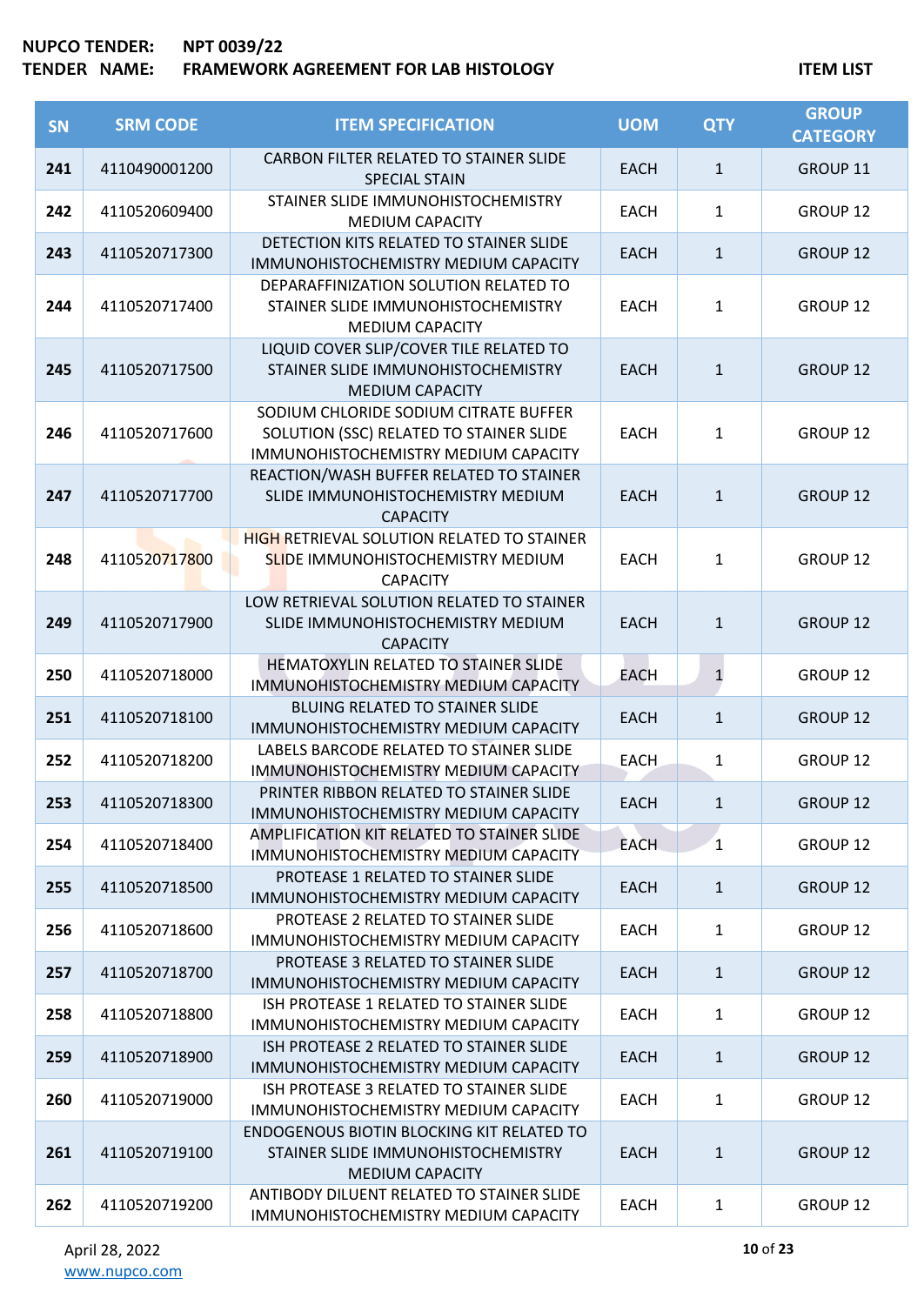**NUPCO TENDER:** NPT 0039/22
**TENDER NAME:** FRAMEWORK AGREEMENT FOR LAB HISTOLOGY

**ITEM LIST**

| SN | SRM CODE | ITEM SPECIFICATION | UOM | QTY | GROUP CATEGORY |
|---|---|---|---|---|---|
| 241 | 4110490001200 | CARBON FILTER RELATED TO STAINER SLIDE SPECIAL STAIN | EACH | 1 | GROUP 11 |
| 242 | 4110520609400 | STAINER SLIDE IMMUNOHISTOCHEMISTRY MEDIUM CAPACITY | EACH | 1 | GROUP 12 |
| 243 | 4110520717300 | DETECTION KITS RELATED TO STAINER SLIDE IMMUNOHISTOCHEMISTRY MEDIUM CAPACITY | EACH | 1 | GROUP 12 |
| 244 | 4110520717400 | DEPARAFFINIZATION SOLUTION RELATED TO STAINER SLIDE IMMUNOHISTOCHEMISTRY MEDIUM CAPACITY | EACH | 1 | GROUP 12 |
| 245 | 4110520717500 | LIQUID COVER SLIP/COVER TILE RELATED TO STAINER SLIDE IMMUNOHISTOCHEMISTRY MEDIUM CAPACITY | EACH | 1 | GROUP 12 |
| 246 | 4110520717600 | SODIUM CHLORIDE SODIUM CITRATE BUFFER SOLUTION (SSC) RELATED TO STAINER SLIDE IMMUNOHISTOCHEMISTRY MEDIUM CAPACITY | EACH | 1 | GROUP 12 |
| 247 | 4110520717700 | REACTION/WASH BUFFER RELATED TO STAINER SLIDE IMMUNOHISTOCHEMISTRY MEDIUM CAPACITY | EACH | 1 | GROUP 12 |
| 248 | 4110520717800 | HIGH RETRIEVAL SOLUTION RELATED TO STAINER SLIDE IMMUNOHISTOCHEMISTRY MEDIUM CAPACITY | EACH | 1 | GROUP 12 |
| 249 | 4110520717900 | LOW RETRIEVAL SOLUTION RELATED TO STAINER SLIDE IMMUNOHISTOCHEMISTRY MEDIUM CAPACITY | EACH | 1 | GROUP 12 |
| 250 | 4110520718000 | HEMATOXYLIN RELATED TO STAINER SLIDE IMMUNOHISTOCHEMISTRY MEDIUM CAPACITY | EACH | 1 | GROUP 12 |
| 251 | 4110520718100 | BLUING RELATED TO STAINER SLIDE IMMUNOHISTOCHEMISTRY MEDIUM CAPACITY | EACH | 1 | GROUP 12 |
| 252 | 4110520718200 | LABELS BARCODE RELATED TO STAINER SLIDE IMMUNOHISTOCHEMISTRY MEDIUM CAPACITY | EACH | 1 | GROUP 12 |
| 253 | 4110520718300 | PRINTER RIBBON RELATED TO STAINER SLIDE IMMUNOHISTOCHEMISTRY MEDIUM CAPACITY | EACH | 1 | GROUP 12 |
| 254 | 4110520718400 | AMPLIFICATION KIT RELATED TO STAINER SLIDE IMMUNOHISTOCHEMISTRY MEDIUM CAPACITY | EACH | 1 | GROUP 12 |
| 255 | 4110520718500 | PROTEASE 1 RELATED TO STAINER SLIDE IMMUNOHISTOCHEMISTRY MEDIUM CAPACITY | EACH | 1 | GROUP 12 |
| 256 | 4110520718600 | PROTEASE 2 RELATED TO STAINER SLIDE IMMUNOHISTOCHEMISTRY MEDIUM CAPACITY | EACH | 1 | GROUP 12 |
| 257 | 4110520718700 | PROTEASE 3 RELATED TO STAINER SLIDE IMMUNOHISTOCHEMISTRY MEDIUM CAPACITY | EACH | 1 | GROUP 12 |
| 258 | 4110520718800 | ISH PROTEASE 1 RELATED TO STAINER SLIDE IMMUNOHISTOCHEMISTRY MEDIUM CAPACITY | EACH | 1 | GROUP 12 |
| 259 | 4110520718900 | ISH PROTEASE 2 RELATED TO STAINER SLIDE IMMUNOHISTOCHEMISTRY MEDIUM CAPACITY | EACH | 1 | GROUP 12 |
| 260 | 4110520719000 | ISH PROTEASE 3 RELATED TO STAINER SLIDE IMMUNOHISTOCHEMISTRY MEDIUM CAPACITY | EACH | 1 | GROUP 12 |
| 261 | 4110520719100 | ENDOGENOUS BIOTIN BLOCKING KIT RELATED TO STAINER SLIDE IMMUNOHISTOCHEMISTRY MEDIUM CAPACITY | EACH | 1 | GROUP 12 |
| 262 | 4110520719200 | ANTIBODY DILUENT RELATED TO STAINER SLIDE IMMUNOHISTOCHEMISTRY MEDIUM CAPACITY | EACH | 1 | GROUP 12 |

April 28, 2022
www.nupco.com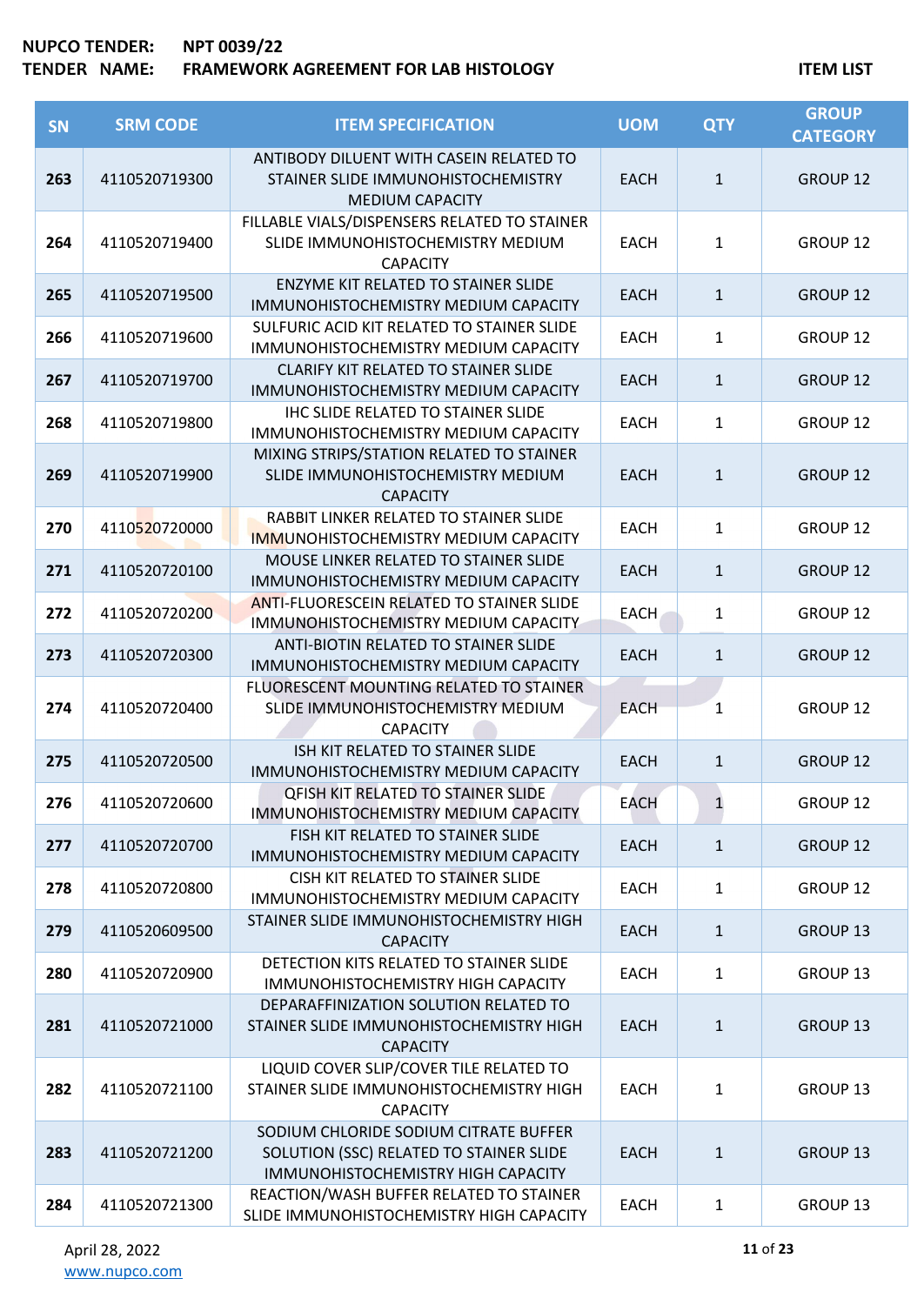| SN | SRM CODE | ITEM SPECIFICATION | UOM | QTY | GROUP CATEGORY |
|---|---|---|---|---|---|
| 263 | 4110520719300 | ANTIBODY DILUENT WITH CASEIN RELATED TO STAINER SLIDE IMMUNOHISTOCHEMISTRY MEDIUM CAPACITY | EACH | 1 | GROUP 12 |
| 264 | 4110520719400 | FILLABLE VIALS/DISPENSERS RELATED TO STAINER SLIDE IMMUNOHISTOCHEMISTRY MEDIUM CAPACITY | EACH | 1 | GROUP 12 |
| 265 | 4110520719500 | ENZYME KIT RELATED TO STAINER SLIDE IMMUNOHISTOCHEMISTRY MEDIUM CAPACITY | EACH | 1 | GROUP 12 |
| 266 | 4110520719600 | SULFURIC ACID KIT RELATED TO STAINER SLIDE IMMUNOHISTOCHEMISTRY MEDIUM CAPACITY | EACH | 1 | GROUP 12 |
| 267 | 4110520719700 | CLARIFY KIT RELATED TO STAINER SLIDE IMMUNOHISTOCHEMISTRY MEDIUM CAPACITY | EACH | 1 | GROUP 12 |
| 268 | 4110520719800 | IHC SLIDE RELATED TO STAINER SLIDE IMMUNOHISTOCHEMISTRY MEDIUM CAPACITY | EACH | 1 | GROUP 12 |
| 269 | 4110520719900 | MIXING STRIPS/STATION RELATED TO STAINER SLIDE IMMUNOHISTOCHEMISTRY MEDIUM CAPACITY | EACH | 1 | GROUP 12 |
| 270 | 4110520720000 | RABBIT LINKER RELATED TO STAINER SLIDE IMMUNOHISTOCHEMISTRY MEDIUM CAPACITY | EACH | 1 | GROUP 12 |
| 271 | 4110520720100 | MOUSE LINKER RELATED TO STAINER SLIDE IMMUNOHISTOCHEMISTRY MEDIUM CAPACITY | EACH | 1 | GROUP 12 |
| 272 | 4110520720200 | ANTI-FLUORESCEIN RELATED TO STAINER SLIDE IMMUNOHISTOCHEMISTRY MEDIUM CAPACITY | EACH | 1 | GROUP 12 |
| 273 | 4110520720300 | ANTI-BIOTIN RELATED TO STAINER SLIDE IMMUNOHISTOCHEMISTRY MEDIUM CAPACITY | EACH | 1 | GROUP 12 |
| 274 | 4110520720400 | FLUORESCENT MOUNTING RELATED TO STAINER SLIDE IMMUNOHISTOCHEMISTRY MEDIUM CAPACITY | EACH | 1 | GROUP 12 |
| 275 | 4110520720500 | ISH KIT RELATED TO STAINER SLIDE IMMUNOHISTOCHEMISTRY MEDIUM CAPACITY | EACH | 1 | GROUP 12 |
| 276 | 4110520720600 | QFISH KIT RELATED TO STAINER SLIDE IMMUNOHISTOCHEMISTRY MEDIUM CAPACITY | EACH | 1 | GROUP 12 |
| 277 | 4110520720700 | FISH KIT RELATED TO STAINER SLIDE IMMUNOHISTOCHEMISTRY MEDIUM CAPACITY | EACH | 1 | GROUP 12 |
| 278 | 4110520720800 | CISH KIT RELATED TO STAINER SLIDE IMMUNOHISTOCHEMISTRY MEDIUM CAPACITY | EACH | 1 | GROUP 12 |
| 279 | 4110520609500 | STAINER SLIDE IMMUNOHISTOCHEMISTRY HIGH CAPACITY | EACH | 1 | GROUP 13 |
| 280 | 4110520720900 | DETECTION KITS RELATED TO STAINER SLIDE IMMUNOHISTOCHEMISTRY HIGH CAPACITY | EACH | 1 | GROUP 13 |
| 281 | 4110520721000 | DEPARAFFINIZATION SOLUTION RELATED TO STAINER SLIDE IMMUNOHISTOCHEMISTRY HIGH CAPACITY | EACH | 1 | GROUP 13 |
| 282 | 4110520721100 | LIQUID COVER SLIP/COVER TILE RELATED TO STAINER SLIDE IMMUNOHISTOCHEMISTRY HIGH CAPACITY | EACH | 1 | GROUP 13 |
| 283 | 4110520721200 | SODIUM CHLORIDE SODIUM CITRATE BUFFER SOLUTION (SSC) RELATED TO STAINER SLIDE IMMUNOHISTOCHEMISTRY HIGH CAPACITY | EACH | 1 | GROUP 13 |
| 284 | 4110520721300 | REACTION/WASH BUFFER RELATED TO STAINER SLIDE IMMUNOHISTOCHEMISTRY HIGH CAPACITY | EACH | 1 | GROUP 13 |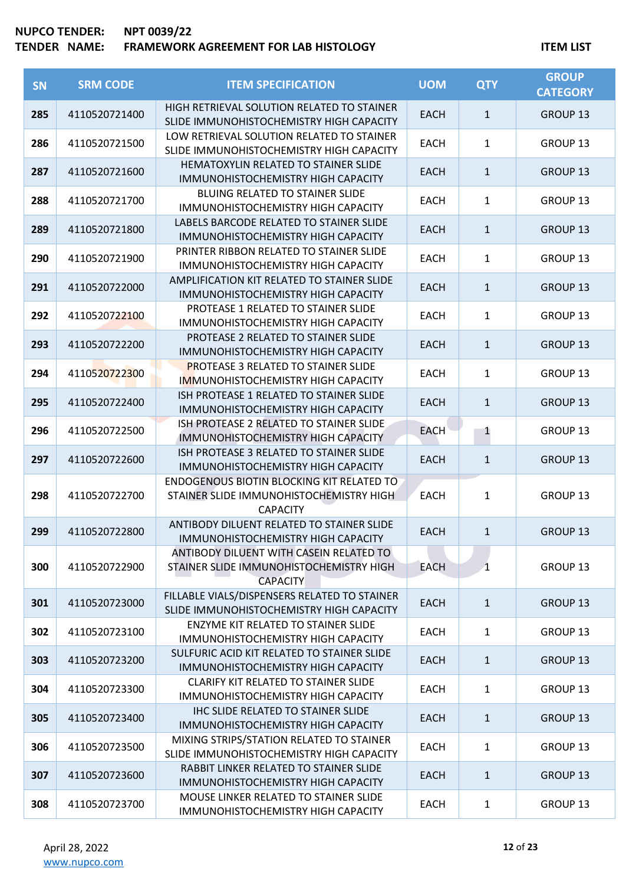**NUPCO TENDER:** NPT 0039/22

**TENDER NAME:** FRAMEWORK AGREEMENT FOR LAB HISTOLOGY

**ITEM LIST**

| SN | SRM CODE | ITEM SPECIFICATION | UOM | QTY | GROUP CATEGORY |
|---|---|---|---|---|---|
| 285 | 4110520721400 | HIGH RETRIEVAL SOLUTION RELATED TO STAINER SLIDE IMMUNOHISTOCHEMISTRY HIGH CAPACITY | EACH | 1 | GROUP 13 |
| 286 | 4110520721500 | LOW RETRIEVAL SOLUTION RELATED TO STAINER SLIDE IMMUNOHISTOCHEMISTRY HIGH CAPACITY | EACH | 1 | GROUP 13 |
| 287 | 4110520721600 | HEMATOXYLIN RELATED TO STAINER SLIDE IMMUNOHISTOCHEMISTRY HIGH CAPACITY | EACH | 1 | GROUP 13 |
| 288 | 4110520721700 | BLUING RELATED TO STAINER SLIDE IMMUNOHISTOCHEMISTRY HIGH CAPACITY | EACH | 1 | GROUP 13 |
| 289 | 4110520721800 | LABELS BARCODE RELATED TO STAINER SLIDE IMMUNOHISTOCHEMISTRY HIGH CAPACITY | EACH | 1 | GROUP 13 |
| 290 | 4110520721900 | PRINTER RIBBON RELATED TO STAINER SLIDE IMMUNOHISTOCHEMISTRY HIGH CAPACITY | EACH | 1 | GROUP 13 |
| 291 | 4110520722000 | AMPLIFICATION KIT RELATED TO STAINER SLIDE IMMUNOHISTOCHEMISTRY HIGH CAPACITY | EACH | 1 | GROUP 13 |
| 292 | 4110520722100 | PROTEASE 1 RELATED TO STAINER SLIDE IMMUNOHISTOCHEMISTRY HIGH CAPACITY | EACH | 1 | GROUP 13 |
| 293 | 4110520722200 | PROTEASE 2 RELATED TO STAINER SLIDE IMMUNOHISTOCHEMISTRY HIGH CAPACITY | EACH | 1 | GROUP 13 |
| 294 | 4110520722300 | PROTEASE 3 RELATED TO STAINER SLIDE IMMUNOHISTOCHEMISTRY HIGH CAPACITY | EACH | 1 | GROUP 13 |
| 295 | 4110520722400 | ISH PROTEASE 1 RELATED TO STAINER SLIDE IMMUNOHISTOCHEMISTRY HIGH CAPACITY | EACH | 1 | GROUP 13 |
| 296 | 4110520722500 | ISH PROTEASE 2 RELATED TO STAINER SLIDE IMMUNOHISTOCHEMISTRY HIGH CAPACITY | EACH | 1 | GROUP 13 |
| 297 | 4110520722600 | ISH PROTEASE 3 RELATED TO STAINER SLIDE IMMUNOHISTOCHEMISTRY HIGH CAPACITY | EACH | 1 | GROUP 13 |
| 298 | 4110520722700 | ENDOGENOUS BIOTIN BLOCKING KIT RELATED TO STAINER SLIDE IMMUNOHISTOCHEMISTRY HIGH CAPACITY | EACH | 1 | GROUP 13 |
| 299 | 4110520722800 | ANTIBODY DILUENT RELATED TO STAINER SLIDE IMMUNOHISTOCHEMISTRY HIGH CAPACITY | EACH | 1 | GROUP 13 |
| 300 | 4110520722900 | ANTIBODY DILUENT WITH CASEIN RELATED TO STAINER SLIDE IMMUNOHISTOCHEMISTRY HIGH CAPACITY | EACH | 1 | GROUP 13 |
| 301 | 4110520723000 | FILLABLE VIALS/DISPENSERS RELATED TO STAINER SLIDE IMMUNOHISTOCHEMISTRY HIGH CAPACITY | EACH | 1 | GROUP 13 |
| 302 | 4110520723100 | ENZYME KIT RELATED TO STAINER SLIDE IMMUNOHISTOCHEMISTRY HIGH CAPACITY | EACH | 1 | GROUP 13 |
| 303 | 4110520723200 | SULFURIC ACID KIT RELATED TO STAINER SLIDE IMMUNOHISTOCHEMISTRY HIGH CAPACITY | EACH | 1 | GROUP 13 |
| 304 | 4110520723300 | CLARIFY KIT RELATED TO STAINER SLIDE IMMUNOHISTOCHEMISTRY HIGH CAPACITY | EACH | 1 | GROUP 13 |
| 305 | 4110520723400 | IHC SLIDE RELATED TO STAINER SLIDE IMMUNOHISTOCHEMISTRY HIGH CAPACITY | EACH | 1 | GROUP 13 |
| 306 | 4110520723500 | MIXING STRIPS/STATION RELATED TO STAINER SLIDE IMMUNOHISTOCHEMISTRY HIGH CAPACITY | EACH | 1 | GROUP 13 |
| 307 | 4110520723600 | RABBIT LINKER RELATED TO STAINER SLIDE IMMUNOHISTOCHEMISTRY HIGH CAPACITY | EACH | 1 | GROUP 13 |
| 308 | 4110520723700 | MOUSE LINKER RELATED TO STAINER SLIDE IMMUNOHISTOCHEMISTRY HIGH CAPACITY | EACH | 1 | GROUP 13 |

April 28, 2022

www.nupco.com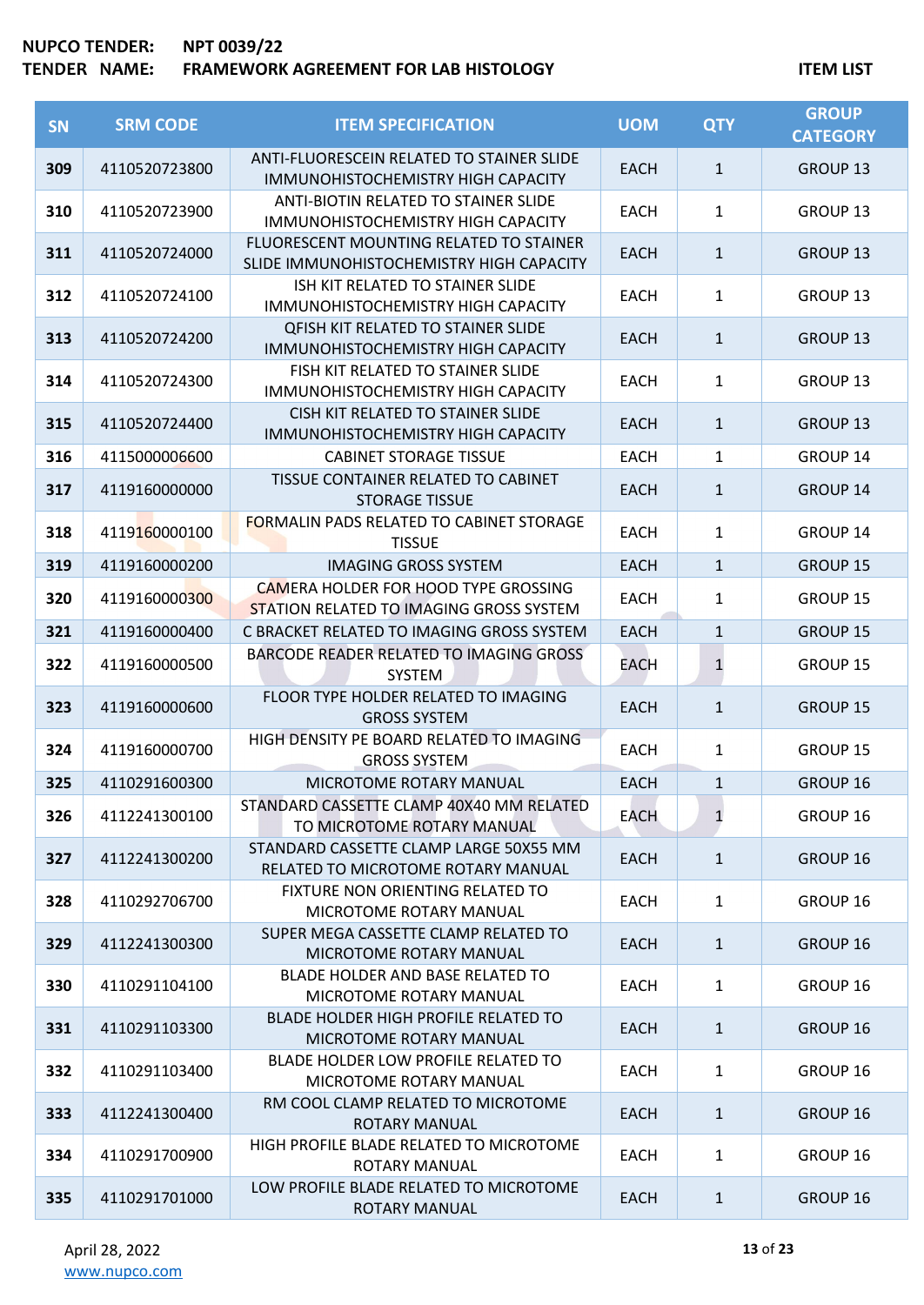**NUPCO TENDER:** NPT 0039/22
**TENDER NAME:** FRAMEWORK AGREEMENT FOR LAB HISTOLOGY

**ITEM LIST**

| SN | SRM CODE | ITEM SPECIFICATION | UOM | QTY | GROUP CATEGORY |
|---|---|---|---|---|---|
| 309 | 4110520723800 | ANTI-FLUORESCEIN RELATED TO STAINER SLIDE IMMUNOHISTOCHEMISTRY HIGH CAPACITY | EACH | 1 | GROUP 13 |
| 310 | 4110520723900 | ANTI-BIOTIN RELATED TO STAINER SLIDE IMMUNOHISTOCHEMISTRY HIGH CAPACITY | EACH | 1 | GROUP 13 |
| 311 | 4110520724000 | FLUORESCENT MOUNTING RELATED TO STAINER SLIDE IMMUNOHISTOCHEMISTRY HIGH CAPACITY | EACH | 1 | GROUP 13 |
| 312 | 4110520724100 | ISH KIT RELATED TO STAINER SLIDE IMMUNOHISTOCHEMISTRY HIGH CAPACITY | EACH | 1 | GROUP 13 |
| 313 | 4110520724200 | QFISH KIT RELATED TO STAINER SLIDE IMMUNOHISTOCHEMISTRY HIGH CAPACITY | EACH | 1 | GROUP 13 |
| 314 | 4110520724300 | FISH KIT RELATED TO STAINER SLIDE IMMUNOHISTOCHEMISTRY HIGH CAPACITY | EACH | 1 | GROUP 13 |
| 315 | 4110520724400 | CISH KIT RELATED TO STAINER SLIDE IMMUNOHISTOCHEMISTRY HIGH CAPACITY | EACH | 1 | GROUP 13 |
| 316 | 4115000006600 | CABINET STORAGE TISSUE | EACH | 1 | GROUP 14 |
| 317 | 4119160000000 | TISSUE CONTAINER RELATED TO CABINET STORAGE TISSUE | EACH | 1 | GROUP 14 |
| 318 | 4119160000100 | FORMALIN PADS RELATED TO CABINET STORAGE TISSUE | EACH | 1 | GROUP 14 |
| 319 | 4119160000200 | IMAGING GROSS SYSTEM | EACH | 1 | GROUP 15 |
| 320 | 4119160000300 | CAMERA HOLDER FOR HOOD TYPE GROSSING STATION RELATED TO IMAGING GROSS SYSTEM | EACH | 1 | GROUP 15 |
| 321 | 4119160000400 | C BRACKET RELATED TO IMAGING GROSS SYSTEM | EACH | 1 | GROUP 15 |
| 322 | 4119160000500 | BARCODE READER RELATED TO IMAGING GROSS SYSTEM | EACH | 1 | GROUP 15 |
| 323 | 4119160000600 | FLOOR TYPE HOLDER RELATED TO IMAGING GROSS SYSTEM | EACH | 1 | GROUP 15 |
| 324 | 4119160000700 | HIGH DENSITY PE BOARD RELATED TO IMAGING GROSS SYSTEM | EACH | 1 | GROUP 15 |
| 325 | 4110291600300 | MICROTOME ROTARY MANUAL | EACH | 1 | GROUP 16 |
| 326 | 4112241300100 | STANDARD CASSETTE CLAMP 40X40 MM RELATED TO MICROTOME ROTARY MANUAL | EACH | 1 | GROUP 16 |
| 327 | 4112241300200 | STANDARD CASSETTE CLAMP LARGE 50X55 MM RELATED TO MICROTOME ROTARY MANUAL | EACH | 1 | GROUP 16 |
| 328 | 4110292706700 | FIXTURE NON ORIENTING RELATED TO MICROTOME ROTARY MANUAL | EACH | 1 | GROUP 16 |
| 329 | 4112241300300 | SUPER MEGA CASSETTE CLAMP RELATED TO MICROTOME ROTARY MANUAL | EACH | 1 | GROUP 16 |
| 330 | 4110291104100 | BLADE HOLDER AND BASE RELATED TO MICROTOME ROTARY MANUAL | EACH | 1 | GROUP 16 |
| 331 | 4110291103300 | BLADE HOLDER HIGH PROFILE RELATED TO MICROTOME ROTARY MANUAL | EACH | 1 | GROUP 16 |
| 332 | 4110291103400 | BLADE HOLDER LOW PROFILE RELATED TO MICROTOME ROTARY MANUAL | EACH | 1 | GROUP 16 |
| 333 | 4112241300400 | RM COOL CLAMP RELATED TO MICROTOME ROTARY MANUAL | EACH | 1 | GROUP 16 |
| 334 | 4110291700900 | HIGH PROFILE BLADE RELATED TO MICROTOME ROTARY MANUAL | EACH | 1 | GROUP 16 |
| 335 | 4110291701000 | LOW PROFILE BLADE RELATED TO MICROTOME ROTARY MANUAL | EACH | 1 | GROUP 16 |

April 28, 2022
www.nupco.com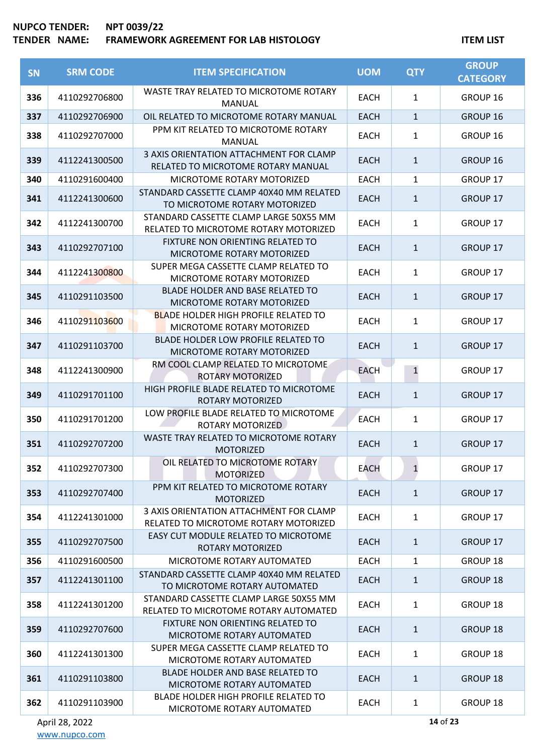| SN | SRM CODE | ITEM SPECIFICATION | UOM | QTY | GROUP CATEGORY |
|---|---|---|---|---|---|
| 336 | 4110292706800 | WASTE TRAY RELATED TO MICROTOME ROTARY MANUAL | EACH | 1 | GROUP 16 |
| 337 | 4110292706900 | OIL RELATED TO MICROTOME ROTARY MANUAL | EACH | 1 | GROUP 16 |
| 338 | 4110292707000 | PPM KIT RELATED TO MICROTOME ROTARY MANUAL | EACH | 1 | GROUP 16 |
| 339 | 4112241300500 | 3 AXIS ORIENTATION ATTACHMENT FOR CLAMP RELATED TO MICROTOME ROTARY MANUAL | EACH | 1 | GROUP 16 |
| 340 | 4110291600400 | MICROTOME ROTARY MOTORIZED | EACH | 1 | GROUP 17 |
| 341 | 4112241300600 | STANDARD CASSETTE CLAMP 40X40 MM RELATED TO MICROTOME ROTARY MOTORIZED | EACH | 1 | GROUP 17 |
| 342 | 4112241300700 | STANDARD CASSETTE CLAMP LARGE 50X55 MM RELATED TO MICROTOME ROTARY MOTORIZED | EACH | 1 | GROUP 17 |
| 343 | 4110292707100 | FIXTURE NON ORIENTING RELATED TO MICROTOME ROTARY MOTORIZED | EACH | 1 | GROUP 17 |
| 344 | 4112241300800 | SUPER MEGA CASSETTE CLAMP RELATED TO MICROTOME ROTARY MOTORIZED | EACH | 1 | GROUP 17 |
| 345 | 4110291103500 | BLADE HOLDER AND BASE RELATED TO MICROTOME ROTARY MOTORIZED | EACH | 1 | GROUP 17 |
| 346 | 4110291103600 | BLADE HOLDER HIGH PROFILE RELATED TO MICROTOME ROTARY MOTORIZED | EACH | 1 | GROUP 17 |
| 347 | 4110291103700 | BLADE HOLDER LOW PROFILE RELATED TO MICROTOME ROTARY MOTORIZED | EACH | 1 | GROUP 17 |
| 348 | 4112241300900 | RM COOL CLAMP RELATED TO MICROTOME ROTARY MOTORIZED | EACH | 1 | GROUP 17 |
| 349 | 4110291701100 | HIGH PROFILE BLADE RELATED TO MICROTOME ROTARY MOTORIZED | EACH | 1 | GROUP 17 |
| 350 | 4110291701200 | LOW PROFILE BLADE RELATED TO MICROTOME ROTARY MOTORIZED | EACH | 1 | GROUP 17 |
| 351 | 4110292707200 | WASTE TRAY RELATED TO MICROTOME ROTARY MOTORIZED | EACH | 1 | GROUP 17 |
| 352 | 4110292707300 | OIL RELATED TO MICROTOME ROTARY MOTORIZED | EACH | 1 | GROUP 17 |
| 353 | 4110292707400 | PPM KIT RELATED TO MICROTOME ROTARY MOTORIZED | EACH | 1 | GROUP 17 |
| 354 | 4112241301000 | 3 AXIS ORIENTATION ATTACHMENT FOR CLAMP RELATED TO MICROTOME ROTARY MOTORIZED | EACH | 1 | GROUP 17 |
| 355 | 4110292707500 | EASY CUT MODULE RELATED TO MICROTOME ROTARY MOTORIZED | EACH | 1 | GROUP 17 |
| 356 | 4110291600500 | MICROTOME ROTARY AUTOMATED | EACH | 1 | GROUP 18 |
| 357 | 4112241301100 | STANDARD CASSETTE CLAMP 40X40 MM RELATED TO MICROTOME ROTARY AUTOMATED | EACH | 1 | GROUP 18 |
| 358 | 4112241301200 | STANDARD CASSETTE CLAMP LARGE 50X55 MM RELATED TO MICROTOME ROTARY AUTOMATED | EACH | 1 | GROUP 18 |
| 359 | 4110292707600 | FIXTURE NON ORIENTING RELATED TO MICROTOME ROTARY AUTOMATED | EACH | 1 | GROUP 18 |
| 360 | 4112241301300 | SUPER MEGA CASSETTE CLAMP RELATED TO MICROTOME ROTARY AUTOMATED | EACH | 1 | GROUP 18 |
| 361 | 4110291103800 | BLADE HOLDER AND BASE RELATED TO MICROTOME ROTARY AUTOMATED | EACH | 1 | GROUP 18 |
| 362 | 4110291103900 | BLADE HOLDER HIGH PROFILE RELATED TO MICROTOME ROTARY AUTOMATED | EACH | 1 | GROUP 18 |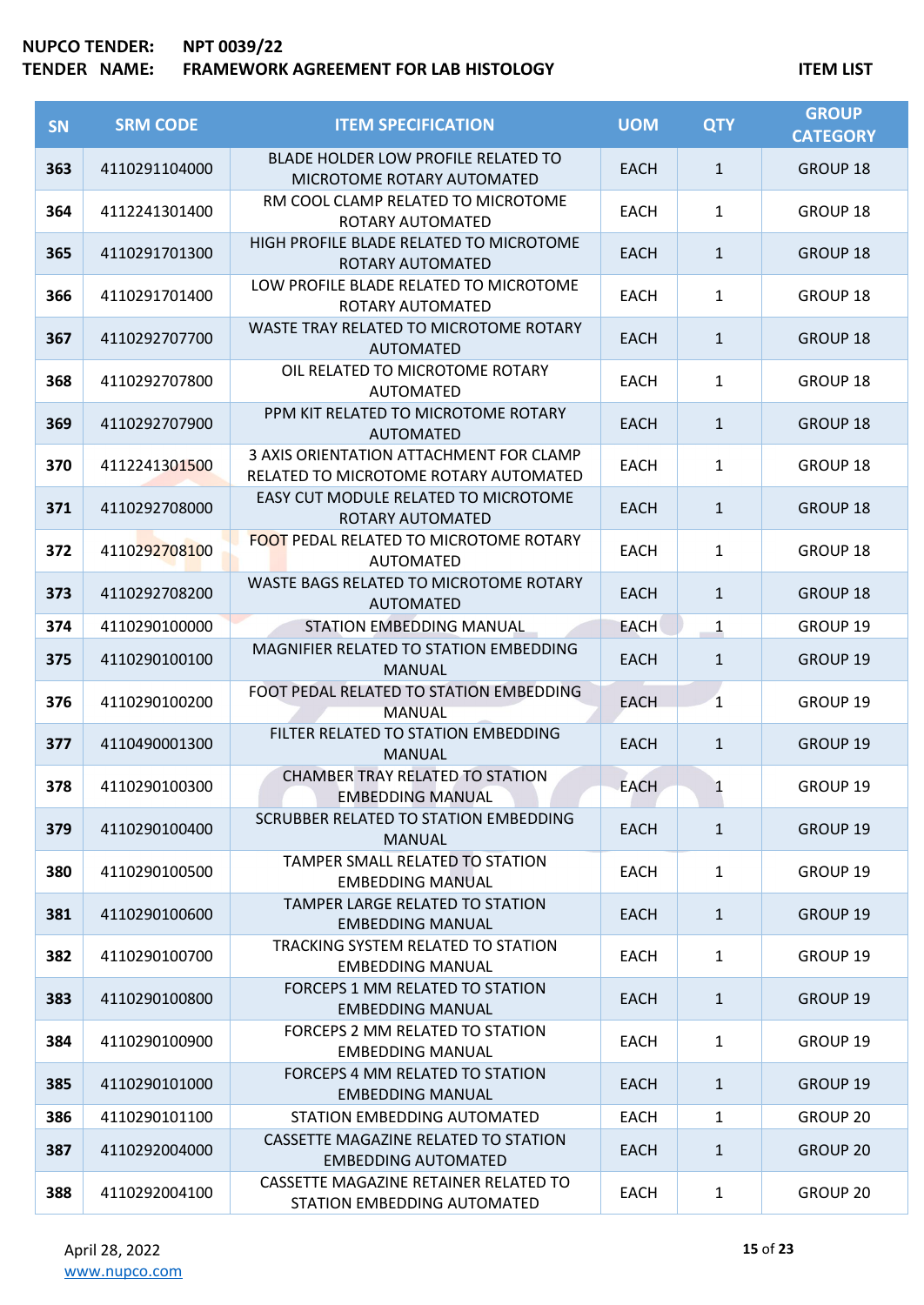**NUPCO TENDER:** **NPT 0039/22**
**TENDER NAME:** **FRAMEWORK AGREEMENT FOR LAB HISTOLOGY** **ITEM LIST**

| SN | SRM CODE | ITEM SPECIFICATION | UOM | QTY | GROUP CATEGORY |
|---|---|---|---|---|---|
| 363 | 4110291104000 | BLADE HOLDER LOW PROFILE RELATED TO MICROTOME ROTARY AUTOMATED | EACH | 1 | GROUP 18 |
| 364 | 4112241301400 | RM COOL CLAMP RELATED TO MICROTOME ROTARY AUTOMATED | EACH | 1 | GROUP 18 |
| 365 | 4110291701300 | HIGH PROFILE BLADE RELATED TO MICROTOME ROTARY AUTOMATED | EACH | 1 | GROUP 18 |
| 366 | 4110291701400 | LOW PROFILE BLADE RELATED TO MICROTOME ROTARY AUTOMATED | EACH | 1 | GROUP 18 |
| 367 | 4110292707700 | WASTE TRAY RELATED TO MICROTOME ROTARY AUTOMATED | EACH | 1 | GROUP 18 |
| 368 | 4110292707800 | OIL RELATED TO MICROTOME ROTARY AUTOMATED | EACH | 1 | GROUP 18 |
| 369 | 4110292707900 | PPM KIT RELATED TO MICROTOME ROTARY AUTOMATED | EACH | 1 | GROUP 18 |
| 370 | 4112241301500 | 3 AXIS ORIENTATION ATTACHMENT FOR CLAMP RELATED TO MICROTOME ROTARY AUTOMATED | EACH | 1 | GROUP 18 |
| 371 | 4110292708000 | EASY CUT MODULE RELATED TO MICROTOME ROTARY AUTOMATED | EACH | 1 | GROUP 18 |
| 372 | 4110292708100 | FOOT PEDAL RELATED TO MICROTOME ROTARY AUTOMATED | EACH | 1 | GROUP 18 |
| 373 | 4110292708200 | WASTE BAGS RELATED TO MICROTOME ROTARY AUTOMATED | EACH | 1 | GROUP 18 |
| 374 | 4110290100000 | STATION EMBEDDING MANUAL | EACH | 1 | GROUP 19 |
| 375 | 4110290100100 | MAGNIFIER RELATED TO STATION EMBEDDING MANUAL | EACH | 1 | GROUP 19 |
| 376 | 4110290100200 | FOOT PEDAL RELATED TO STATION EMBEDDING MANUAL | EACH | 1 | GROUP 19 |
| 377 | 4110490001300 | FILTER RELATED TO STATION EMBEDDING MANUAL | EACH | 1 | GROUP 19 |
| 378 | 4110290100300 | CHAMBER TRAY RELATED TO STATION EMBEDDING MANUAL | EACH | 1 | GROUP 19 |
| 379 | 4110290100400 | SCRUBBER RELATED TO STATION EMBEDDING MANUAL | EACH | 1 | GROUP 19 |
| 380 | 4110290100500 | TAMPER SMALL RELATED TO STATION EMBEDDING MANUAL | EACH | 1 | GROUP 19 |
| 381 | 4110290100600 | TAMPER LARGE RELATED TO STATION EMBEDDING MANUAL | EACH | 1 | GROUP 19 |
| 382 | 4110290100700 | TRACKING SYSTEM RELATED TO STATION EMBEDDING MANUAL | EACH | 1 | GROUP 19 |
| 383 | 4110290100800 | FORCEPS 1 MM RELATED TO STATION EMBEDDING MANUAL | EACH | 1 | GROUP 19 |
| 384 | 4110290100900 | FORCEPS 2 MM RELATED TO STATION EMBEDDING MANUAL | EACH | 1 | GROUP 19 |
| 385 | 4110290101000 | FORCEPS 4 MM RELATED TO STATION EMBEDDING MANUAL | EACH | 1 | GROUP 19 |
| 386 | 4110290101100 | STATION EMBEDDING AUTOMATED | EACH | 1 | GROUP 20 |
| 387 | 4110292004000 | CASSETTE MAGAZINE RELATED TO STATION EMBEDDING AUTOMATED | EACH | 1 | GROUP 20 |
| 388 | 4110292004100 | CASSETTE MAGAZINE RETAINER RELATED TO STATION EMBEDDING AUTOMATED | EACH | 1 | GROUP 20 |

April 28, 2022
www.nupco.com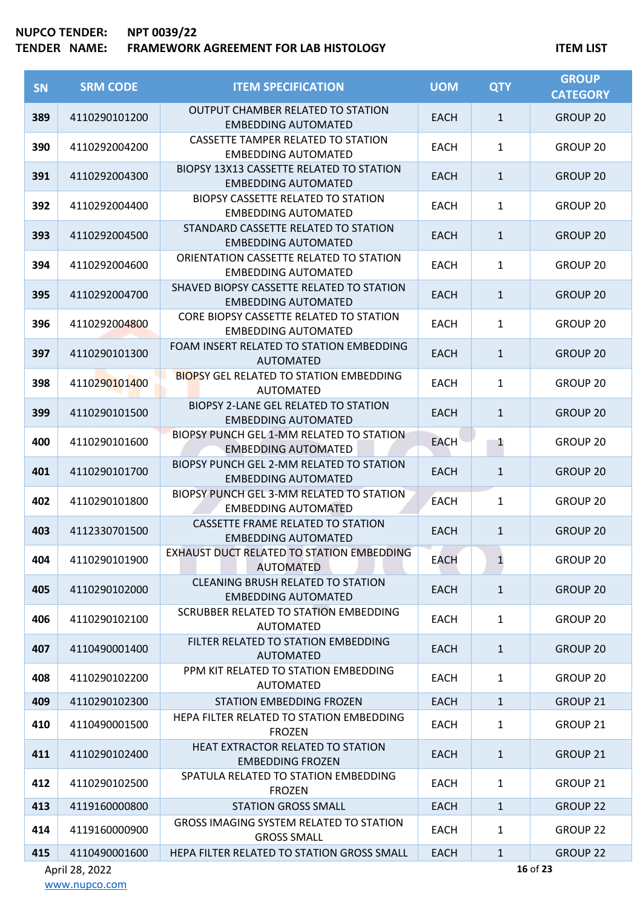| SN | SRM CODE | ITEM SPECIFICATION | UOM | QTY | GROUP CATEGORY |
|---|---|---|---|---|---|
| 389 | 4110290101200 | OUTPUT CHAMBER RELATED TO STATION EMBEDDING AUTOMATED | EACH | 1 | GROUP 20 |
| 390 | 4110292004200 | CASSETTE TAMPER RELATED TO STATION EMBEDDING AUTOMATED | EACH | 1 | GROUP 20 |
| 391 | 4110292004300 | BIOPSY 13X13 CASSETTE RELATED TO STATION EMBEDDING AUTOMATED | EACH | 1 | GROUP 20 |
| 392 | 4110292004400 | BIOPSY CASSETTE RELATED TO STATION EMBEDDING AUTOMATED | EACH | 1 | GROUP 20 |
| 393 | 4110292004500 | STANDARD CASSETTE RELATED TO STATION EMBEDDING AUTOMATED | EACH | 1 | GROUP 20 |
| 394 | 4110292004600 | ORIENTATION CASSETTE RELATED TO STATION EMBEDDING AUTOMATED | EACH | 1 | GROUP 20 |
| 395 | 4110292004700 | SHAVED BIOPSY CASSETTE RELATED TO STATION EMBEDDING AUTOMATED | EACH | 1 | GROUP 20 |
| 396 | 4110292004800 | CORE BIOPSY CASSETTE RELATED TO STATION EMBEDDING AUTOMATED | EACH | 1 | GROUP 20 |
| 397 | 4110290101300 | FOAM INSERT RELATED TO STATION EMBEDDING AUTOMATED | EACH | 1 | GROUP 20 |
| 398 | 4110290101400 | BIOPSY GEL RELATED TO STATION EMBEDDING AUTOMATED | EACH | 1 | GROUP 20 |
| 399 | 4110290101500 | BIOPSY 2-LANE GEL RELATED TO STATION EMBEDDING AUTOMATED | EACH | 1 | GROUP 20 |
| 400 | 4110290101600 | BIOPSY PUNCH GEL 1-MM RELATED TO STATION EMBEDDING AUTOMATED | EACH | 1 | GROUP 20 |
| 401 | 4110290101700 | BIOPSY PUNCH GEL 2-MM RELATED TO STATION EMBEDDING AUTOMATED | EACH | 1 | GROUP 20 |
| 402 | 4110290101800 | BIOPSY PUNCH GEL 3-MM RELATED TO STATION EMBEDDING AUTOMATED | EACH | 1 | GROUP 20 |
| 403 | 4112330701500 | CASSETTE FRAME RELATED TO STATION EMBEDDING AUTOMATED | EACH | 1 | GROUP 20 |
| 404 | 4110290101900 | EXHAUST DUCT RELATED TO STATION EMBEDDING AUTOMATED | EACH | 1 | GROUP 20 |
| 405 | 4110290102000 | CLEANING BRUSH RELATED TO STATION EMBEDDING AUTOMATED | EACH | 1 | GROUP 20 |
| 406 | 4110290102100 | SCRUBBER RELATED TO STATION EMBEDDING AUTOMATED | EACH | 1 | GROUP 20 |
| 407 | 4110490001400 | FILTER RELATED TO STATION EMBEDDING AUTOMATED | EACH | 1 | GROUP 20 |
| 408 | 4110290102200 | PPM KIT RELATED TO STATION EMBEDDING AUTOMATED | EACH | 1 | GROUP 20 |
| 409 | 4110290102300 | STATION EMBEDDING FROZEN | EACH | 1 | GROUP 21 |
| 410 | 4110490001500 | HEPA FILTER RELATED TO STATION EMBEDDING FROZEN | EACH | 1 | GROUP 21 |
| 411 | 4110290102400 | HEAT EXTRACTOR RELATED TO STATION EMBEDDING FROZEN | EACH | 1 | GROUP 21 |
| 412 | 4110290102500 | SPATULA RELATED TO STATION EMBEDDING FROZEN | EACH | 1 | GROUP 21 |
| 413 | 4119160000800 | STATION GROSS SMALL | EACH | 1 | GROUP 22 |
| 414 | 4119160000900 | GROSS IMAGING SYSTEM RELATED TO STATION GROSS SMALL | EACH | 1 | GROUP 22 |
| 415 | 4110490001600 | HEPA FILTER RELATED TO STATION GROSS SMALL | EACH | 1 | GROUP 22 |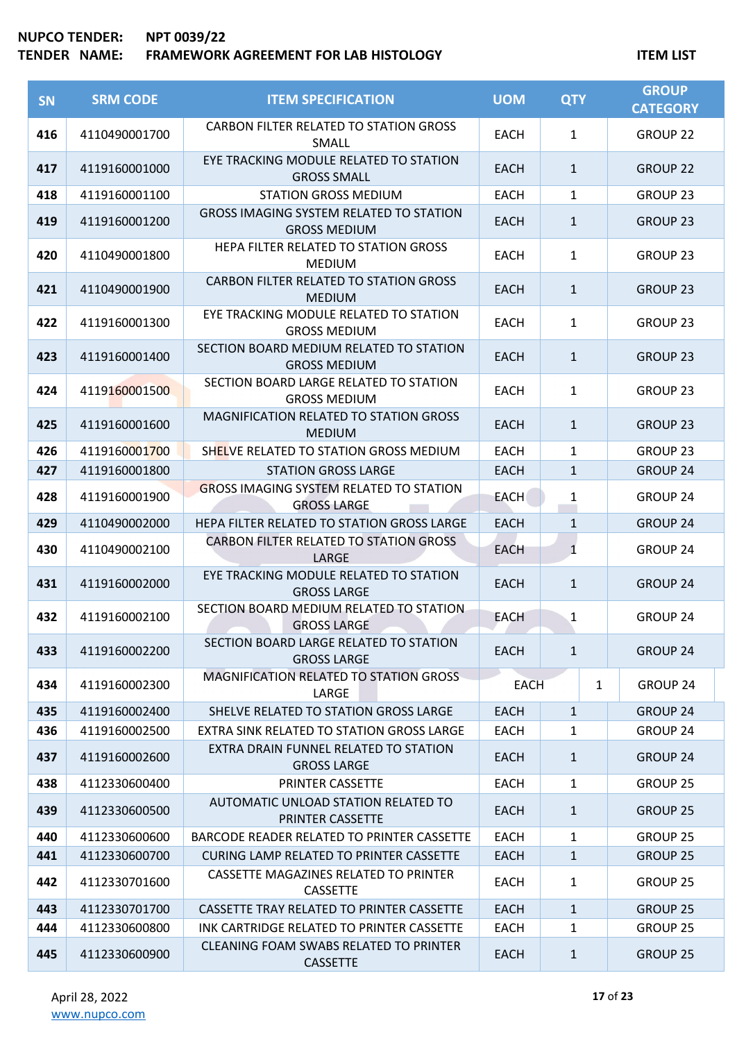**NUPCO TENDER:** NPT 0039/22
**TENDER NAME:** FRAMEWORK AGREEMENT FOR LAB HISTOLOGY

**ITEM LIST**

| SN | SRM CODE | ITEM SPECIFICATION | UOM | QTY | GROUP CATEGORY |
|---|---|---|---|---|---|
| 416 | 4110490001700 | CARBON FILTER RELATED TO STATION GROSS SMALL | EACH | 1 | GROUP 22 |
| 417 | 4119160001000 | EYE TRACKING MODULE RELATED TO STATION GROSS SMALL | EACH | 1 | GROUP 22 |
| 418 | 4119160001100 | STATION GROSS MEDIUM | EACH | 1 | GROUP 23 |
| 419 | 4119160001200 | GROSS IMAGING SYSTEM RELATED TO STATION GROSS MEDIUM | EACH | 1 | GROUP 23 |
| 420 | 4110490001800 | HEPA FILTER RELATED TO STATION GROSS MEDIUM | EACH | 1 | GROUP 23 |
| 421 | 4110490001900 | CARBON FILTER RELATED TO STATION GROSS MEDIUM | EACH | 1 | GROUP 23 |
| 422 | 4119160001300 | EYE TRACKING MODULE RELATED TO STATION GROSS MEDIUM | EACH | 1 | GROUP 23 |
| 423 | 4119160001400 | SECTION BOARD MEDIUM RELATED TO STATION GROSS MEDIUM | EACH | 1 | GROUP 23 |
| 424 | 4119160001500 | SECTION BOARD LARGE RELATED TO STATION GROSS MEDIUM | EACH | 1 | GROUP 23 |
| 425 | 4119160001600 | MAGNIFICATION RELATED TO STATION GROSS MEDIUM | EACH | 1 | GROUP 23 |
| 426 | 4119160001700 | SHELVE RELATED TO STATION GROSS MEDIUM | EACH | 1 | GROUP 23 |
| 427 | 4119160001800 | STATION GROSS LARGE | EACH | 1 | GROUP 24 |
| 428 | 4119160001900 | GROSS IMAGING SYSTEM RELATED TO STATION GROSS LARGE | EACH | 1 | GROUP 24 |
| 429 | 4110490002000 | HEPA FILTER RELATED TO STATION GROSS LARGE | EACH | 1 | GROUP 24 |
| 430 | 4110490002100 | CARBON FILTER RELATED TO STATION GROSS LARGE | EACH | 1 | GROUP 24 |
| 431 | 4119160002000 | EYE TRACKING MODULE RELATED TO STATION GROSS LARGE | EACH | 1 | GROUP 24 |
| 432 | 4119160002100 | SECTION BOARD MEDIUM RELATED TO STATION GROSS LARGE | EACH | 1 | GROUP 24 |
| 433 | 4119160002200 | SECTION BOARD LARGE RELATED TO STATION GROSS LARGE | EACH | 1 | GROUP 24 |
| 434 | 4119160002300 | MAGNIFICATION RELATED TO STATION GROSS LARGE | EACH | 1 | GROUP 24 |
| 435 | 4119160002400 | SHELVE RELATED TO STATION GROSS LARGE | EACH | 1 | GROUP 24 |
| 436 | 4119160002500 | EXTRA SINK RELATED TO STATION GROSS LARGE | EACH | 1 | GROUP 24 |
| 437 | 4119160002600 | EXTRA DRAIN FUNNEL RELATED TO STATION GROSS LARGE | EACH | 1 | GROUP 24 |
| 438 | 4112330600400 | PRINTER CASSETTE | EACH | 1 | GROUP 25 |
| 439 | 4112330600500 | AUTOMATIC UNLOAD STATION RELATED TO PRINTER CASSETTE | EACH | 1 | GROUP 25 |
| 440 | 4112330600600 | BARCODE READER RELATED TO PRINTER CASSETTE | EACH | 1 | GROUP 25 |
| 441 | 4112330600700 | CURING LAMP RELATED TO PRINTER CASSETTE | EACH | 1 | GROUP 25 |
| 442 | 4112330701600 | CASSETTE MAGAZINES RELATED TO PRINTER CASSETTE | EACH | 1 | GROUP 25 |
| 443 | 4112330701700 | CASSETTE TRAY RELATED TO PRINTER CASSETTE | EACH | 1 | GROUP 25 |
| 444 | 4112330600800 | INK CARTRIDGE RELATED TO PRINTER CASSETTE | EACH | 1 | GROUP 25 |
| 445 | 4112330600900 | CLEANING FOAM SWABS RELATED TO PRINTER CASSETTE | EACH | 1 | GROUP 25 |

April 28, 2022
www.nupco.com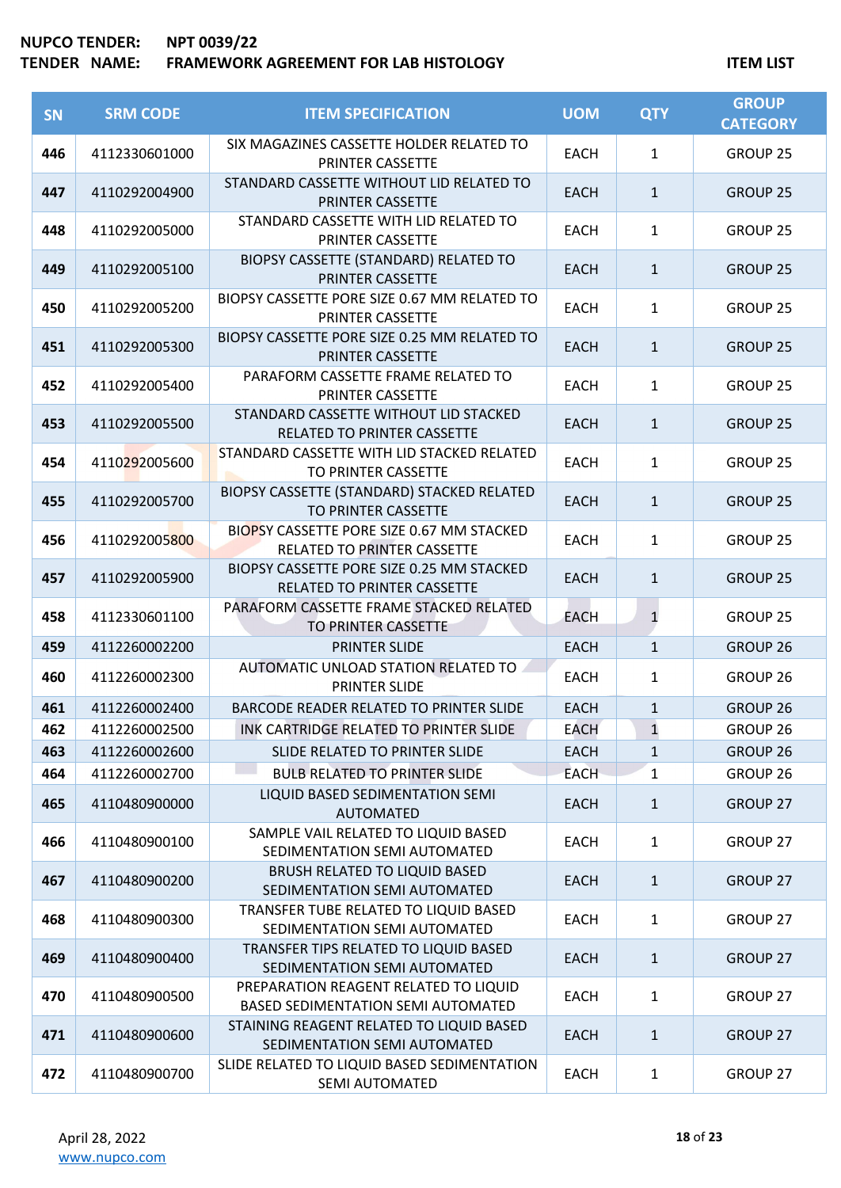NUPCO TENDER: NPT 0039/22
TENDER NAME: FRAMEWORK AGREEMENT FOR LAB HISTOLOGY

ITEM LIST

| SN | SRM CODE | ITEM SPECIFICATION | UOM | QTY | GROUP CATEGORY |
|---|---|---|---|---|---|
| 446 | 4112330601000 | SIX MAGAZINES CASSETTE HOLDER RELATED TO PRINTER CASSETTE | EACH | 1 | GROUP 25 |
| 447 | 4110292004900 | STANDARD CASSETTE WITHOUT LID RELATED TO PRINTER CASSETTE | EACH | 1 | GROUP 25 |
| 448 | 4110292005000 | STANDARD CASSETTE WITH LID RELATED TO PRINTER CASSETTE | EACH | 1 | GROUP 25 |
| 449 | 4110292005100 | BIOPSY CASSETTE (STANDARD) RELATED TO PRINTER CASSETTE | EACH | 1 | GROUP 25 |
| 450 | 4110292005200 | BIOPSY CASSETTE PORE SIZE 0.67 MM RELATED TO PRINTER CASSETTE | EACH | 1 | GROUP 25 |
| 451 | 4110292005300 | BIOPSY CASSETTE PORE SIZE 0.25 MM RELATED TO PRINTER CASSETTE | EACH | 1 | GROUP 25 |
| 452 | 4110292005400 | PARAFORM CASSETTE FRAME RELATED TO PRINTER CASSETTE | EACH | 1 | GROUP 25 |
| 453 | 4110292005500 | STANDARD CASSETTE WITHOUT LID STACKED RELATED TO PRINTER CASSETTE | EACH | 1 | GROUP 25 |
| 454 | 4110292005600 | STANDARD CASSETTE WITH LID STACKED RELATED TO PRINTER CASSETTE | EACH | 1 | GROUP 25 |
| 455 | 4110292005700 | BIOPSY CASSETTE (STANDARD) STACKED RELATED TO PRINTER CASSETTE | EACH | 1 | GROUP 25 |
| 456 | 4110292005800 | BIOPSY CASSETTE PORE SIZE 0.67 MM STACKED RELATED TO PRINTER CASSETTE | EACH | 1 | GROUP 25 |
| 457 | 4110292005900 | BIOPSY CASSETTE PORE SIZE 0.25 MM STACKED RELATED TO PRINTER CASSETTE | EACH | 1 | GROUP 25 |
| 458 | 4112330601100 | PARAFORM CASSETTE FRAME STACKED RELATED TO PRINTER CASSETTE | EACH | 1 | GROUP 25 |
| 459 | 4112260002200 | PRINTER SLIDE | EACH | 1 | GROUP 26 |
| 460 | 4112260002300 | AUTOMATIC UNLOAD STATION RELATED TO PRINTER SLIDE | EACH | 1 | GROUP 26 |
| 461 | 4112260002400 | BARCODE READER RELATED TO PRINTER SLIDE | EACH | 1 | GROUP 26 |
| 462 | 4112260002500 | INK CARTRIDGE RELATED TO PRINTER SLIDE | EACH | 1 | GROUP 26 |
| 463 | 4112260002600 | SLIDE RELATED TO PRINTER SLIDE | EACH | 1 | GROUP 26 |
| 464 | 4112260002700 | BULB RELATED TO PRINTER SLIDE | EACH | 1 | GROUP 26 |
| 465 | 4110480900000 | LIQUID BASED SEDIMENTATION SEMI AUTOMATED | EACH | 1 | GROUP 27 |
| 466 | 4110480900100 | SAMPLE VAIL RELATED TO LIQUID BASED SEDIMENTATION SEMI AUTOMATED | EACH | 1 | GROUP 27 |
| 467 | 4110480900200 | BRUSH RELATED TO LIQUID BASED SEDIMENTATION SEMI AUTOMATED | EACH | 1 | GROUP 27 |
| 468 | 4110480900300 | TRANSFER TUBE RELATED TO LIQUID BASED SEDIMENTATION SEMI AUTOMATED | EACH | 1 | GROUP 27 |
| 469 | 4110480900400 | TRANSFER TIPS RELATED TO LIQUID BASED SEDIMENTATION SEMI AUTOMATED | EACH | 1 | GROUP 27 |
| 470 | 4110480900500 | PREPARATION REAGENT RELATED TO LIQUID BASED SEDIMENTATION SEMI AUTOMATED | EACH | 1 | GROUP 27 |
| 471 | 4110480900600 | STAINING REAGENT RELATED TO LIQUID BASED SEDIMENTATION SEMI AUTOMATED | EACH | 1 | GROUP 27 |
| 472 | 4110480900700 | SLIDE RELATED TO LIQUID BASED SEDIMENTATION SEMI AUTOMATED | EACH | 1 | GROUP 27 |

April 28, 2022
www.nupco.com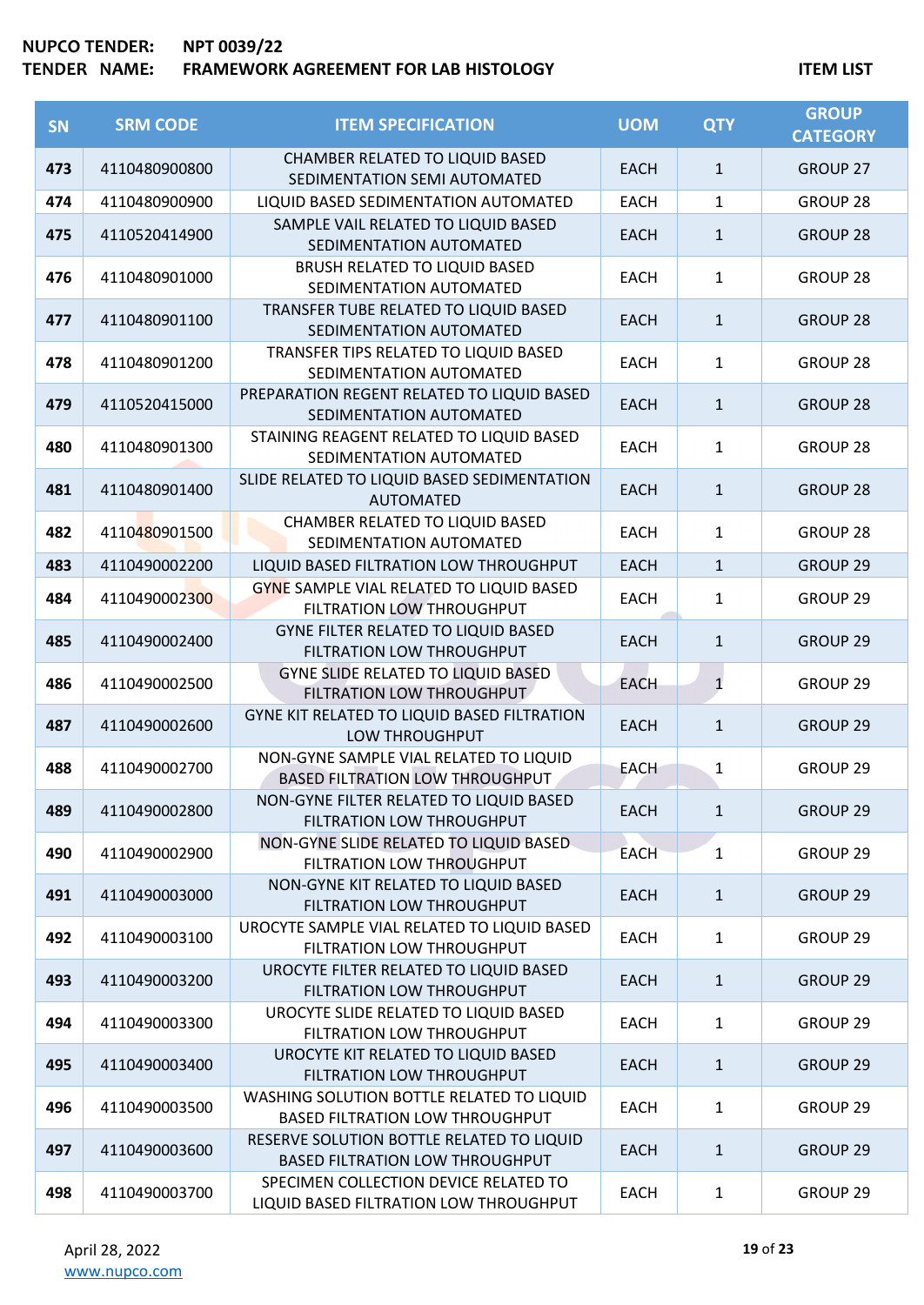**NUPCO TENDER:** NPT 0039/22
**TENDER NAME:** FRAMEWORK AGREEMENT FOR LAB HISTOLOGY

**ITEM LIST**

| SN | SRM CODE | ITEM SPECIFICATION | UOM | QTY | GROUP CATEGORY |
|---|---|---|---|---|---|
| 473 | 4110480900800 | CHAMBER RELATED TO LIQUID BASED SEDIMENTATION SEMI AUTOMATED | EACH | 1 | GROUP 27 |
| 474 | 4110480900900 | LIQUID BASED SEDIMENTATION AUTOMATED | EACH | 1 | GROUP 28 |
| 475 | 4110520414900 | SAMPLE VAIL RELATED TO LIQUID BASED SEDIMENTATION AUTOMATED | EACH | 1 | GROUP 28 |
| 476 | 4110480901000 | BRUSH RELATED TO LIQUID BASED SEDIMENTATION AUTOMATED | EACH | 1 | GROUP 28 |
| 477 | 4110480901100 | TRANSFER TUBE RELATED TO LIQUID BASED SEDIMENTATION AUTOMATED | EACH | 1 | GROUP 28 |
| 478 | 4110480901200 | TRANSFER TIPS RELATED TO LIQUID BASED SEDIMENTATION AUTOMATED | EACH | 1 | GROUP 28 |
| 479 | 4110520415000 | PREPARATION REGENT RELATED TO LIQUID BASED SEDIMENTATION AUTOMATED | EACH | 1 | GROUP 28 |
| 480 | 4110480901300 | STAINING REAGENT RELATED TO LIQUID BASED SEDIMENTATION AUTOMATED | EACH | 1 | GROUP 28 |
| 481 | 4110480901400 | SLIDE RELATED TO LIQUID BASED SEDIMENTATION AUTOMATED | EACH | 1 | GROUP 28 |
| 482 | 4110480901500 | CHAMBER RELATED TO LIQUID BASED SEDIMENTATION AUTOMATED | EACH | 1 | GROUP 28 |
| 483 | 4110490002200 | LIQUID BASED FILTRATION LOW THROUGHPUT | EACH | 1 | GROUP 29 |
| 484 | 4110490002300 | GYNE SAMPLE VIAL RELATED TO LIQUID BASED FILTRATION LOW THROUGHPUT | EACH | 1 | GROUP 29 |
| 485 | 4110490002400 | GYNE FILTER RELATED TO LIQUID BASED FILTRATION LOW THROUGHPUT | EACH | 1 | GROUP 29 |
| 486 | 4110490002500 | GYNE SLIDE RELATED TO LIQUID BASED FILTRATION LOW THROUGHPUT | EACH | 1 | GROUP 29 |
| 487 | 4110490002600 | GYNE KIT RELATED TO LIQUID BASED FILTRATION LOW THROUGHPUT | EACH | 1 | GROUP 29 |
| 488 | 4110490002700 | NON-GYNE SAMPLE VIAL RELATED TO LIQUID BASED FILTRATION LOW THROUGHPUT | EACH | 1 | GROUP 29 |
| 489 | 4110490002800 | NON-GYNE FILTER RELATED TO LIQUID BASED FILTRATION LOW THROUGHPUT | EACH | 1 | GROUP 29 |
| 490 | 4110490002900 | NON-GYNE SLIDE RELATED TO LIQUID BASED FILTRATION LOW THROUGHPUT | EACH | 1 | GROUP 29 |
| 491 | 4110490003000 | NON-GYNE KIT RELATED TO LIQUID BASED FILTRATION LOW THROUGHPUT | EACH | 1 | GROUP 29 |
| 492 | 4110490003100 | UROCYTE SAMPLE VIAL RELATED TO LIQUID BASED FILTRATION LOW THROUGHPUT | EACH | 1 | GROUP 29 |
| 493 | 4110490003200 | UROCYTE FILTER RELATED TO LIQUID BASED FILTRATION LOW THROUGHPUT | EACH | 1 | GROUP 29 |
| 494 | 4110490003300 | UROCYTE SLIDE RELATED TO LIQUID BASED FILTRATION LOW THROUGHPUT | EACH | 1 | GROUP 29 |
| 495 | 4110490003400 | UROCYTE KIT RELATED TO LIQUID BASED FILTRATION LOW THROUGHPUT | EACH | 1 | GROUP 29 |
| 496 | 4110490003500 | WASHING SOLUTION BOTTLE RELATED TO LIQUID BASED FILTRATION LOW THROUGHPUT | EACH | 1 | GROUP 29 |
| 497 | 4110490003600 | RESERVE SOLUTION BOTTLE RELATED TO LIQUID BASED FILTRATION LOW THROUGHPUT | EACH | 1 | GROUP 29 |
| 498 | 4110490003700 | SPECIMEN COLLECTION DEVICE RELATED TO LIQUID BASED FILTRATION LOW THROUGHPUT | EACH | 1 | GROUP 29 |

April 28, 2022
www.nupco.com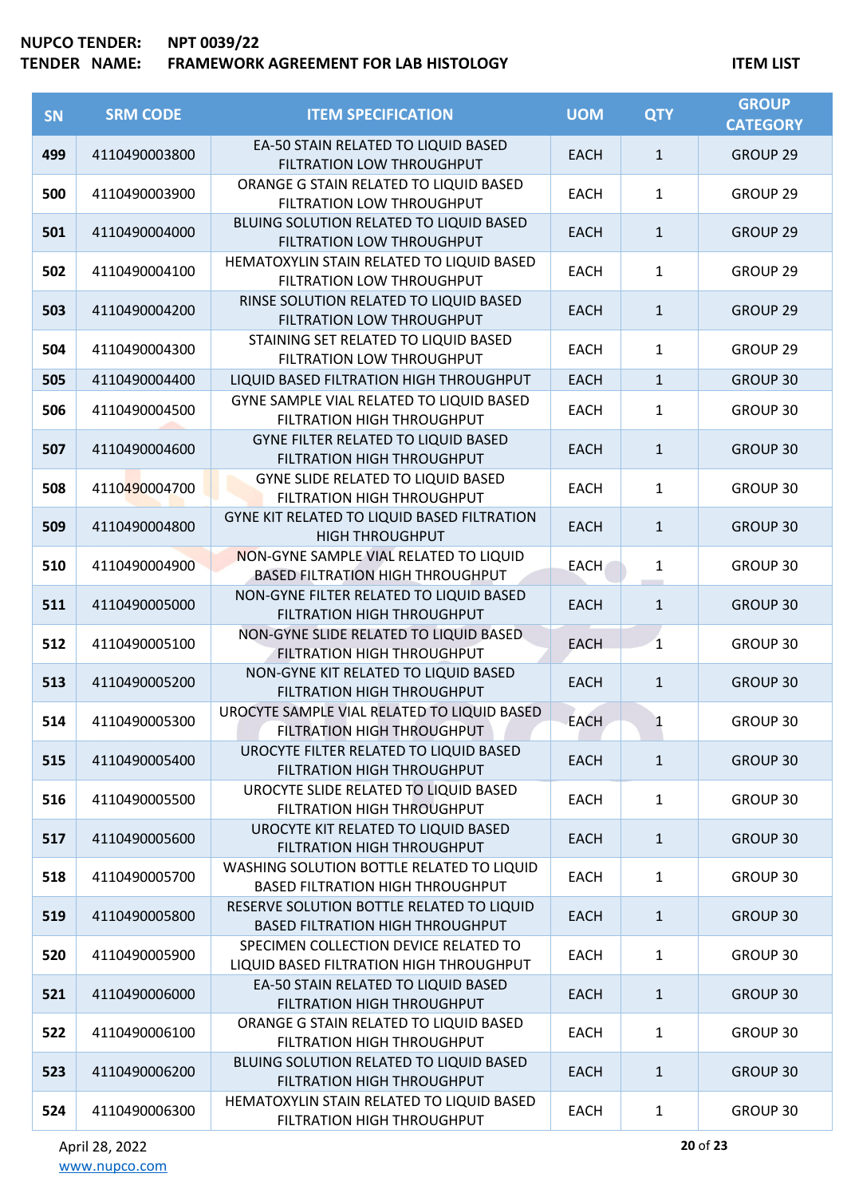NUPCO TENDER: NPT 0039/22
TENDER NAME: FRAMEWORK AGREEMENT FOR LAB HISTOLOGY

ITEM LIST

| SN | SRM CODE | ITEM SPECIFICATION | UOM | QTY | GROUP CATEGORY |
|---|---|---|---|---|---|
| 499 | 4110490003800 | EA-50 STAIN RELATED TO LIQUID BASED FILTRATION LOW THROUGHPUT | EACH | 1 | GROUP 29 |
| 500 | 4110490003900 | ORANGE G STAIN RELATED TO LIQUID BASED FILTRATION LOW THROUGHPUT | EACH | 1 | GROUP 29 |
| 501 | 4110490004000 | BLUING SOLUTION RELATED TO LIQUID BASED FILTRATION LOW THROUGHPUT | EACH | 1 | GROUP 29 |
| 502 | 4110490004100 | HEMATOXYLIN STAIN RELATED TO LIQUID BASED FILTRATION LOW THROUGHPUT | EACH | 1 | GROUP 29 |
| 503 | 4110490004200 | RINSE SOLUTION RELATED TO LIQUID BASED FILTRATION LOW THROUGHPUT | EACH | 1 | GROUP 29 |
| 504 | 4110490004300 | STAINING SET RELATED TO LIQUID BASED FILTRATION LOW THROUGHPUT | EACH | 1 | GROUP 29 |
| 505 | 4110490004400 | LIQUID BASED FILTRATION HIGH THROUGHPUT | EACH | 1 | GROUP 30 |
| 506 | 4110490004500 | GYNE SAMPLE VIAL RELATED TO LIQUID BASED FILTRATION HIGH THROUGHPUT | EACH | 1 | GROUP 30 |
| 507 | 4110490004600 | GYNE FILTER RELATED TO LIQUID BASED FILTRATION HIGH THROUGHPUT | EACH | 1 | GROUP 30 |
| 508 | 4110490004700 | GYNE SLIDE RELATED TO LIQUID BASED FILTRATION HIGH THROUGHPUT | EACH | 1 | GROUP 30 |
| 509 | 4110490004800 | GYNE KIT RELATED TO LIQUID BASED FILTRATION HIGH THROUGHPUT | EACH | 1 | GROUP 30 |
| 510 | 4110490004900 | NON-GYNE SAMPLE VIAL RELATED TO LIQUID BASED FILTRATION HIGH THROUGHPUT | EACH | 1 | GROUP 30 |
| 511 | 4110490005000 | NON-GYNE FILTER RELATED TO LIQUID BASED FILTRATION HIGH THROUGHPUT | EACH | 1 | GROUP 30 |
| 512 | 4110490005100 | NON-GYNE SLIDE RELATED TO LIQUID BASED FILTRATION HIGH THROUGHPUT | EACH | 1 | GROUP 30 |
| 513 | 4110490005200 | NON-GYNE KIT RELATED TO LIQUID BASED FILTRATION HIGH THROUGHPUT | EACH | 1 | GROUP 30 |
| 514 | 4110490005300 | UROCYTE SAMPLE VIAL RELATED TO LIQUID BASED FILTRATION HIGH THROUGHPUT | EACH | 1 | GROUP 30 |
| 515 | 4110490005400 | UROCYTE FILTER RELATED TO LIQUID BASED FILTRATION HIGH THROUGHPUT | EACH | 1 | GROUP 30 |
| 516 | 4110490005500 | UROCYTE SLIDE RELATED TO LIQUID BASED FILTRATION HIGH THROUGHPUT | EACH | 1 | GROUP 30 |
| 517 | 4110490005600 | UROCYTE KIT RELATED TO LIQUID BASED FILTRATION HIGH THROUGHPUT | EACH | 1 | GROUP 30 |
| 518 | 4110490005700 | WASHING SOLUTION BOTTLE RELATED TO LIQUID BASED FILTRATION HIGH THROUGHPUT | EACH | 1 | GROUP 30 |
| 519 | 4110490005800 | RESERVE SOLUTION BOTTLE RELATED TO LIQUID BASED FILTRATION HIGH THROUGHPUT | EACH | 1 | GROUP 30 |
| 520 | 4110490005900 | SPECIMEN COLLECTION DEVICE RELATED TO LIQUID BASED FILTRATION HIGH THROUGHPUT | EACH | 1 | GROUP 30 |
| 521 | 4110490006000 | EA-50 STAIN RELATED TO LIQUID BASED FILTRATION HIGH THROUGHPUT | EACH | 1 | GROUP 30 |
| 522 | 4110490006100 | ORANGE G STAIN RELATED TO LIQUID BASED FILTRATION HIGH THROUGHPUT | EACH | 1 | GROUP 30 |
| 523 | 4110490006200 | BLUING SOLUTION RELATED TO LIQUID BASED FILTRATION HIGH THROUGHPUT | EACH | 1 | GROUP 30 |
| 524 | 4110490006300 | HEMATOXYLIN STAIN RELATED TO LIQUID BASED FILTRATION HIGH THROUGHPUT | EACH | 1 | GROUP 30 |

April 28, 2022
www.nupco.com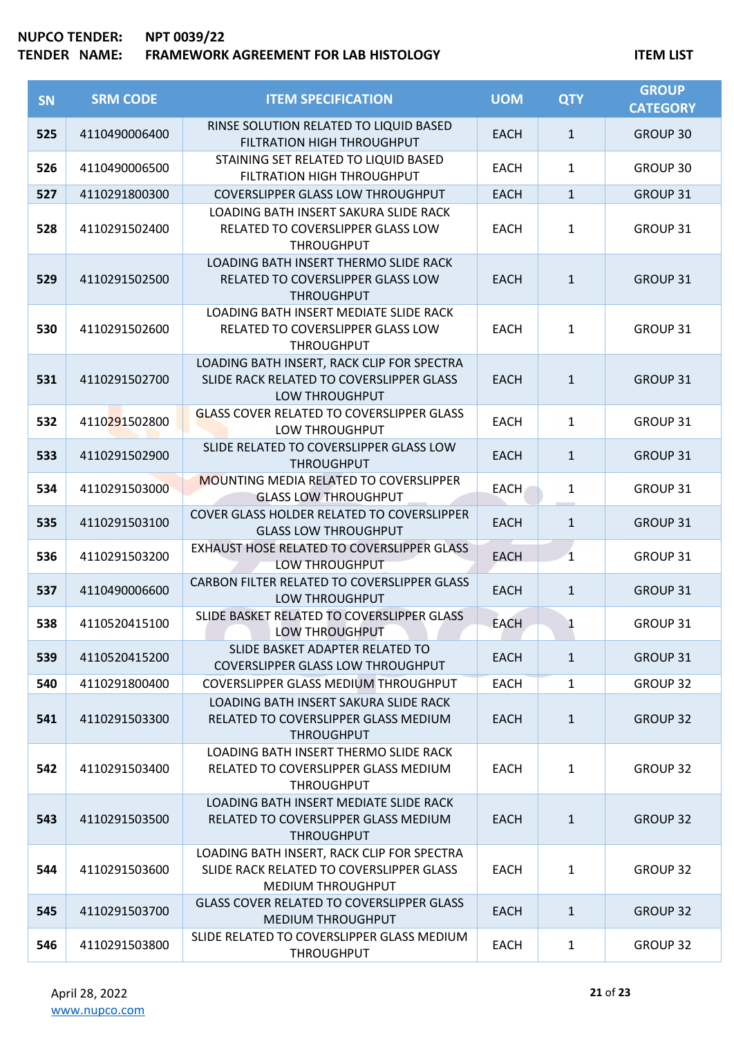| SN | SRM CODE | ITEM SPECIFICATION | UOM | QTY | GROUP CATEGORY |
|---|---|---|---|---|---|
| 525 | 4110490006400 | RINSE SOLUTION RELATED TO LIQUID BASED FILTRATION HIGH THROUGHPUT | EACH | 1 | GROUP 30 |
| 526 | 4110490006500 | STAINING SET RELATED TO LIQUID BASED FILTRATION HIGH THROUGHPUT | EACH | 1 | GROUP 30 |
| 527 | 4110291800300 | COVERSLIPPER GLASS LOW THROUGHPUT | EACH | 1 | GROUP 31 |
| 528 | 4110291502400 | LOADING BATH INSERT SAKURA SLIDE RACK RELATED TO COVERSLIPPER GLASS LOW THROUGHPUT | EACH | 1 | GROUP 31 |
| 529 | 4110291502500 | LOADING BATH INSERT THERMO SLIDE RACK RELATED TO COVERSLIPPER GLASS LOW THROUGHPUT | EACH | 1 | GROUP 31 |
| 530 | 4110291502600 | LOADING BATH INSERT MEDIATE SLIDE RACK RELATED TO COVERSLIPPER GLASS LOW THROUGHPUT | EACH | 1 | GROUP 31 |
| 531 | 4110291502700 | LOADING BATH INSERT, RACK CLIP FOR SPECTRA SLIDE RACK RELATED TO COVERSLIPPER GLASS LOW THROUGHPUT | EACH | 1 | GROUP 31 |
| 532 | 4110291502800 | GLASS COVER RELATED TO COVERSLIPPER GLASS LOW THROUGHPUT | EACH | 1 | GROUP 31 |
| 533 | 4110291502900 | SLIDE RELATED TO COVERSLIPPER GLASS LOW THROUGHPUT | EACH | 1 | GROUP 31 |
| 534 | 4110291503000 | MOUNTING MEDIA RELATED TO COVERSLIPPER GLASS LOW THROUGHPUT | EACH | 1 | GROUP 31 |
| 535 | 4110291503100 | COVER GLASS HOLDER RELATED TO COVERSLIPPER GLASS LOW THROUGHPUT | EACH | 1 | GROUP 31 |
| 536 | 4110291503200 | EXHAUST HOSE RELATED TO COVERSLIPPER GLASS LOW THROUGHPUT | EACH | 1 | GROUP 31 |
| 537 | 4110490006600 | CARBON FILTER RELATED TO COVERSLIPPER GLASS LOW THROUGHPUT | EACH | 1 | GROUP 31 |
| 538 | 4110520415100 | SLIDE BASKET RELATED TO COVERSLIPPER GLASS LOW THROUGHPUT | EACH | 1 | GROUP 31 |
| 539 | 4110520415200 | SLIDE BASKET ADAPTER RELATED TO COVERSLIPPER GLASS LOW THROUGHPUT | EACH | 1 | GROUP 31 |
| 540 | 4110291800400 | COVERSLIPPER GLASS MEDIUM THROUGHPUT | EACH | 1 | GROUP 32 |
| 541 | 4110291503300 | LOADING BATH INSERT SAKURA SLIDE RACK RELATED TO COVERSLIPPER GLASS MEDIUM THROUGHPUT | EACH | 1 | GROUP 32 |
| 542 | 4110291503400 | LOADING BATH INSERT THERMO SLIDE RACK RELATED TO COVERSLIPPER GLASS MEDIUM THROUGHPUT | EACH | 1 | GROUP 32 |
| 543 | 4110291503500 | LOADING BATH INSERT MEDIATE SLIDE RACK RELATED TO COVERSLIPPER GLASS MEDIUM THROUGHPUT | EACH | 1 | GROUP 32 |
| 544 | 4110291503600 | LOADING BATH INSERT, RACK CLIP FOR SPECTRA SLIDE RACK RELATED TO COVERSLIPPER GLASS MEDIUM THROUGHPUT | EACH | 1 | GROUP 32 |
| 545 | 4110291503700 | GLASS COVER RELATED TO COVERSLIPPER GLASS MEDIUM THROUGHPUT | EACH | 1 | GROUP 32 |
| 546 | 4110291503800 | SLIDE RELATED TO COVERSLIPPER GLASS MEDIUM THROUGHPUT | EACH | 1 | GROUP 32 |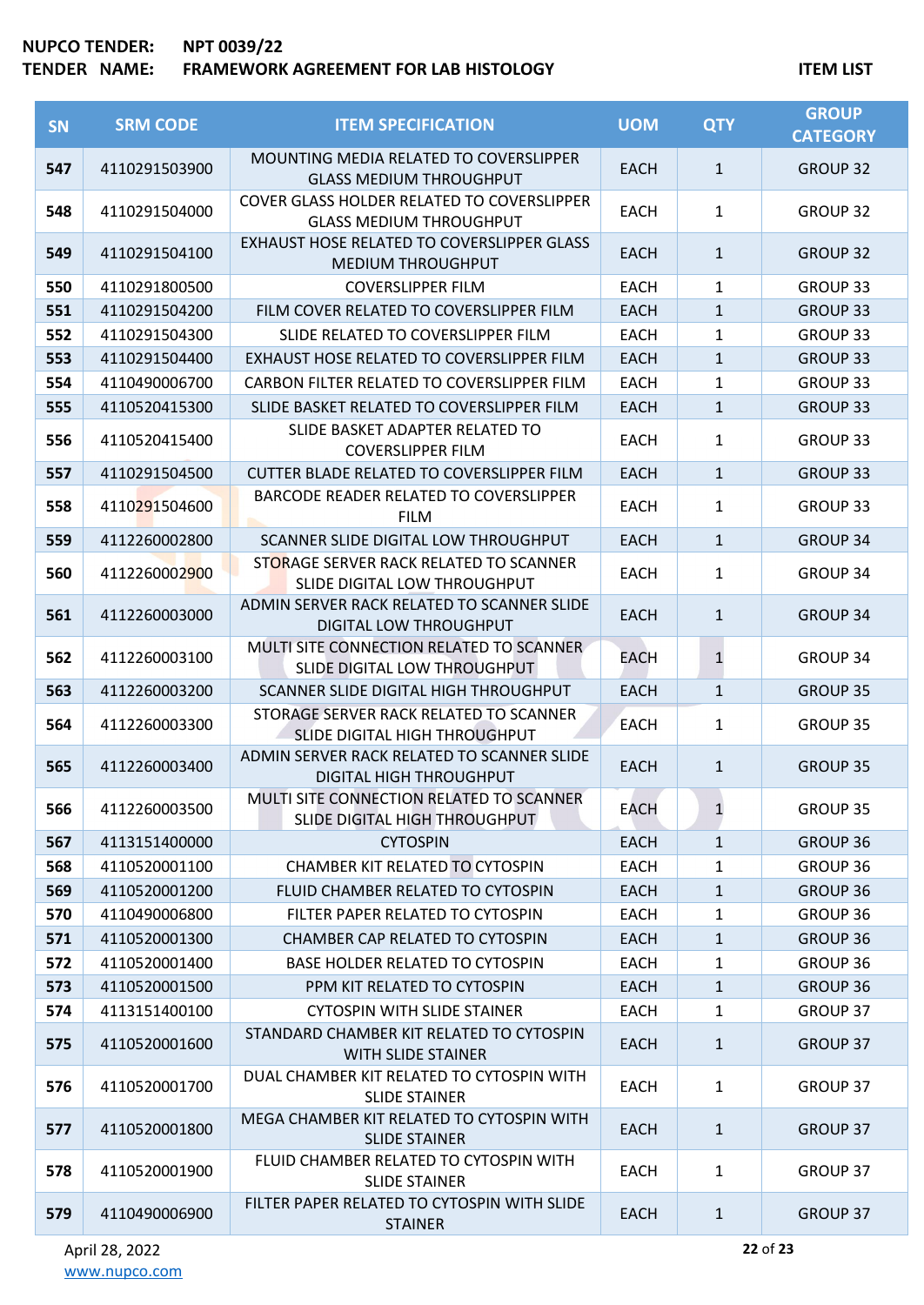**NUPCO TENDER:** NPT 0039/22
**TENDER NAME:** FRAMEWORK AGREEMENT FOR LAB HISTOLOGY

**ITEM LIST**

| SN | SRM CODE | ITEM SPECIFICATION | UOM | QTY | GROUP CATEGORY |
|---|---|---|---|---|---|
| 547 | 4110291503900 | MOUNTING MEDIA RELATED TO COVERSLIPPER GLASS MEDIUM THROUGHPUT | EACH | 1 | GROUP 32 |
| 548 | 4110291504000 | COVER GLASS HOLDER RELATED TO COVERSLIPPER GLASS MEDIUM THROUGHPUT | EACH | 1 | GROUP 32 |
| 549 | 4110291504100 | EXHAUST HOSE RELATED TO COVERSLIPPER GLASS MEDIUM THROUGHPUT | EACH | 1 | GROUP 32 |
| 550 | 4110291800500 | COVERSLIPPER FILM | EACH | 1 | GROUP 33 |
| 551 | 4110291504200 | FILM COVER RELATED TO COVERSLIPPER FILM | EACH | 1 | GROUP 33 |
| 552 | 4110291504300 | SLIDE RELATED TO COVERSLIPPER FILM | EACH | 1 | GROUP 33 |
| 553 | 4110291504400 | EXHAUST HOSE RELATED TO COVERSLIPPER FILM | EACH | 1 | GROUP 33 |
| 554 | 4110490006700 | CARBON FILTER RELATED TO COVERSLIPPER FILM | EACH | 1 | GROUP 33 |
| 555 | 4110520415300 | SLIDE BASKET RELATED TO COVERSLIPPER FILM | EACH | 1 | GROUP 33 |
| 556 | 4110520415400 | SLIDE BASKET ADAPTER RELATED TO COVERSLIPPER FILM | EACH | 1 | GROUP 33 |
| 557 | 4110291504500 | CUTTER BLADE RELATED TO COVERSLIPPER FILM | EACH | 1 | GROUP 33 |
| 558 | 4110291504600 | BARCODE READER RELATED TO COVERSLIPPER FILM | EACH | 1 | GROUP 33 |
| 559 | 4112260002800 | SCANNER SLIDE DIGITAL LOW THROUGHPUT | EACH | 1 | GROUP 34 |
| 560 | 4112260002900 | STORAGE SERVER RACK RELATED TO SCANNER SLIDE DIGITAL LOW THROUGHPUT | EACH | 1 | GROUP 34 |
| 561 | 4112260003000 | ADMIN SERVER RACK RELATED TO SCANNER SLIDE DIGITAL LOW THROUGHPUT | EACH | 1 | GROUP 34 |
| 562 | 4112260003100 | MULTI SITE CONNECTION RELATED TO SCANNER SLIDE DIGITAL LOW THROUGHPUT | EACH | 1 | GROUP 34 |
| 563 | 4112260003200 | SCANNER SLIDE DIGITAL HIGH THROUGHPUT | EACH | 1 | GROUP 35 |
| 564 | 4112260003300 | STORAGE SERVER RACK RELATED TO SCANNER SLIDE DIGITAL HIGH THROUGHPUT | EACH | 1 | GROUP 35 |
| 565 | 4112260003400 | ADMIN SERVER RACK RELATED TO SCANNER SLIDE DIGITAL HIGH THROUGHPUT | EACH | 1 | GROUP 35 |
| 566 | 4112260003500 | MULTI SITE CONNECTION RELATED TO SCANNER SLIDE DIGITAL HIGH THROUGHPUT | EACH | 1 | GROUP 35 |
| 567 | 4113151400000 | CYTOSPIN | EACH | 1 | GROUP 36 |
| 568 | 4110520001100 | CHAMBER KIT RELATED TO CYTOSPIN | EACH | 1 | GROUP 36 |
| 569 | 4110520001200 | FLUID CHAMBER RELATED TO CYTOSPIN | EACH | 1 | GROUP 36 |
| 570 | 4110490006800 | FILTER PAPER RELATED TO CYTOSPIN | EACH | 1 | GROUP 36 |
| 571 | 4110520001300 | CHAMBER CAP RELATED TO CYTOSPIN | EACH | 1 | GROUP 36 |
| 572 | 4110520001400 | BASE HOLDER RELATED TO CYTOSPIN | EACH | 1 | GROUP 36 |
| 573 | 4110520001500 | PPM KIT RELATED TO CYTOSPIN | EACH | 1 | GROUP 36 |
| 574 | 4113151400100 | CYTOSPIN WITH SLIDE STAINER | EACH | 1 | GROUP 37 |
| 575 | 4110520001600 | STANDARD CHAMBER KIT RELATED TO CYTOSPIN WITH SLIDE STAINER | EACH | 1 | GROUP 37 |
| 576 | 4110520001700 | DUAL CHAMBER KIT RELATED TO CYTOSPIN WITH SLIDE STAINER | EACH | 1 | GROUP 37 |
| 577 | 4110520001800 | MEGA CHAMBER KIT RELATED TO CYTOSPIN WITH SLIDE STAINER | EACH | 1 | GROUP 37 |
| 578 | 4110520001900 | FLUID CHAMBER RELATED TO CYTOSPIN WITH SLIDE STAINER | EACH | 1 | GROUP 37 |
| 579 | 4110490006900 | FILTER PAPER RELATED TO CYTOSPIN WITH SLIDE STAINER | EACH | 1 | GROUP 37 |

April 28, 2022
www.nupco.com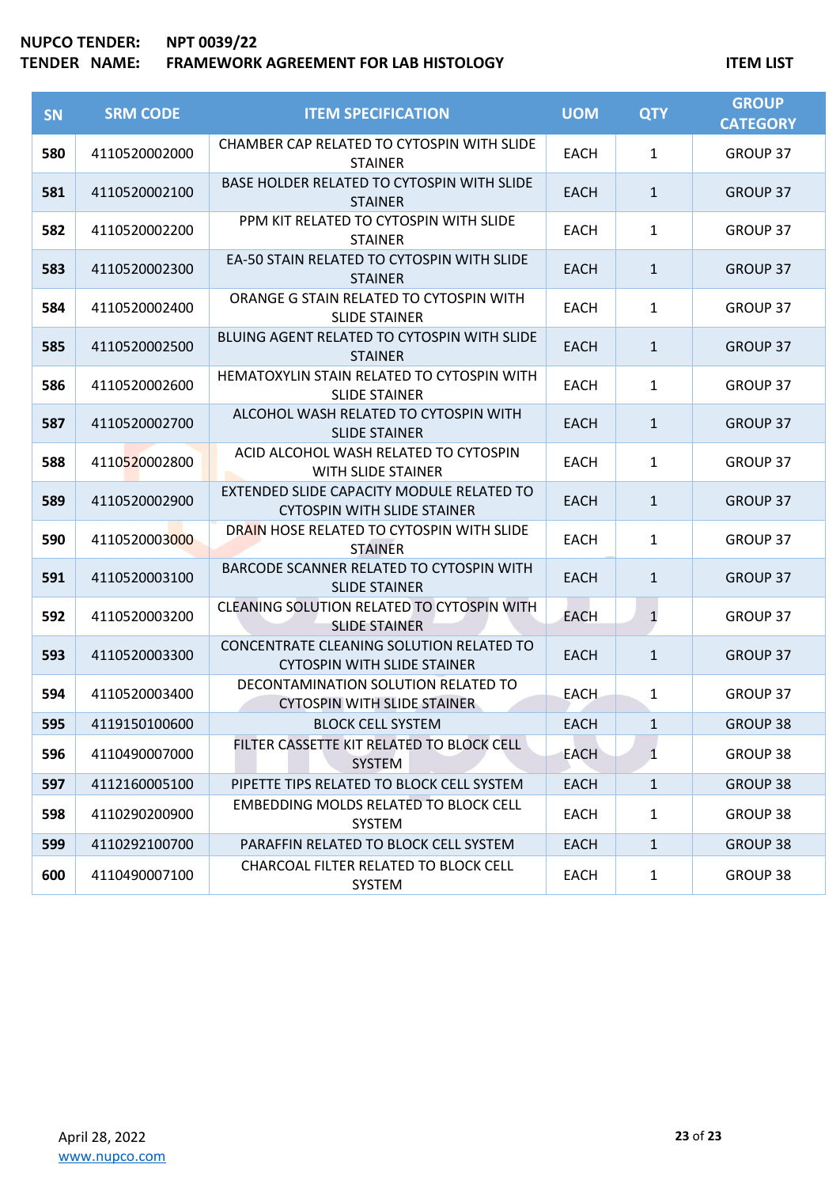**NUPCO TENDER:** NPT 0039/22
**TENDER NAME:** FRAMEWORK AGREEMENT FOR LAB HISTOLOGY

**ITEM LIST**

| SN | SRM CODE | ITEM SPECIFICATION | UOM | QTY | GROUP CATEGORY |
|---|---|---|---|---|---|
| 580 | 4110520002000 | CHAMBER CAP RELATED TO CYTOSPIN WITH SLIDE STAINER | EACH | 1 | GROUP 37 |
| 581 | 4110520002100 | BASE HOLDER RELATED TO CYTOSPIN WITH SLIDE STAINER | EACH | 1 | GROUP 37 |
| 582 | 4110520002200 | PPM KIT RELATED TO CYTOSPIN WITH SLIDE STAINER | EACH | 1 | GROUP 37 |
| 583 | 4110520002300 | EA-50 STAIN RELATED TO CYTOSPIN WITH SLIDE STAINER | EACH | 1 | GROUP 37 |
| 584 | 4110520002400 | ORANGE G STAIN RELATED TO CYTOSPIN WITH SLIDE STAINER | EACH | 1 | GROUP 37 |
| 585 | 4110520002500 | BLUING AGENT RELATED TO CYTOSPIN WITH SLIDE STAINER | EACH | 1 | GROUP 37 |
| 586 | 4110520002600 | HEMATOXYLIN STAIN RELATED TO CYTOSPIN WITH SLIDE STAINER | EACH | 1 | GROUP 37 |
| 587 | 4110520002700 | ALCOHOL WASH RELATED TO CYTOSPIN WITH SLIDE STAINER | EACH | 1 | GROUP 37 |
| 588 | 4110520002800 | ACID ALCOHOL WASH RELATED TO CYTOSPIN WITH SLIDE STAINER | EACH | 1 | GROUP 37 |
| 589 | 4110520002900 | EXTENDED SLIDE CAPACITY MODULE RELATED TO CYTOSPIN WITH SLIDE STAINER | EACH | 1 | GROUP 37 |
| 590 | 4110520003000 | DRAIN HOSE RELATED TO CYTOSPIN WITH SLIDE STAINER | EACH | 1 | GROUP 37 |
| 591 | 4110520003100 | BARCODE SCANNER RELATED TO CYTOSPIN WITH SLIDE STAINER | EACH | 1 | GROUP 37 |
| 592 | 4110520003200 | CLEANING SOLUTION RELATED TO CYTOSPIN WITH SLIDE STAINER | EACH | 1 | GROUP 37 |
| 593 | 4110520003300 | CONCENTRATE CLEANING SOLUTION RELATED TO CYTOSPIN WITH SLIDE STAINER | EACH | 1 | GROUP 37 |
| 594 | 4110520003400 | DECONTAMINATION SOLUTION RELATED TO CYTOSPIN WITH SLIDE STAINER | EACH | 1 | GROUP 37 |
| 595 | 4119150100600 | BLOCK CELL SYSTEM | EACH | 1 | GROUP 38 |
| 596 | 4110490007000 | FILTER CASSETTE KIT RELATED TO BLOCK CELL SYSTEM | EACH | 1 | GROUP 38 |
| 597 | 4112160005100 | PIPETTE TIPS RELATED TO BLOCK CELL SYSTEM | EACH | 1 | GROUP 38 |
| 598 | 4110290200900 | EMBEDDING MOLDS RELATED TO BLOCK CELL SYSTEM | EACH | 1 | GROUP 38 |
| 599 | 4110292100700 | PARAFFIN RELATED TO BLOCK CELL SYSTEM | EACH | 1 | GROUP 38 |
| 600 | 4110490007100 | CHARCOAL FILTER RELATED TO BLOCK CELL SYSTEM | EACH | 1 | GROUP 38 |

April 28, 2022
www.nupco.com